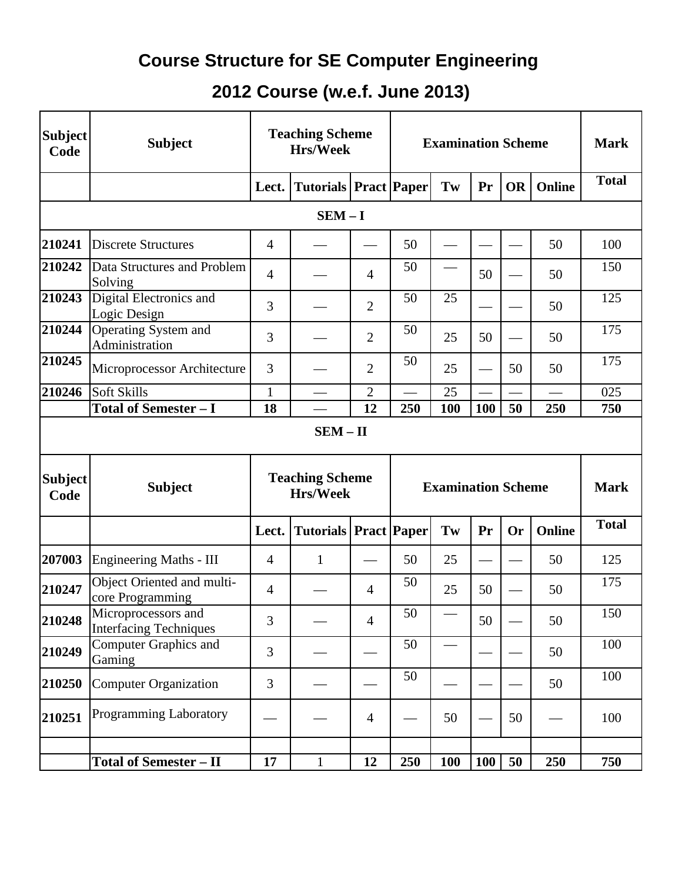# Course Structure for SE Computer Engineering

## 2012 Course (w.e.f. June 2013)

| Subject Code | Subject | Teaching Scheme Hrs/Week | | | Examination Scheme | | | | | Mark |
|---|---|---|---|---|---|---|---|---|---|---|
| | | Lect. | Tutorials | Pract | Paper | Tw | Pr | OR | Online | Total |
| **SEM – I** | | | | | | | | | | |
| 210241 | Discrete Structures | 4 | — | — | 50 | — | — | — | 50 | 100 |
| 210242 | Data Structures and Problem Solving | 4 | — | 4 | 50 | — | 50 | — | 50 | 150 |
| 210243 | Digital Electronics and Logic Design | 3 | — | 2 | 50 | 25 | — | — | 50 | 125 |
| 210244 | Operating System and Administration | 3 | — | 2 | 50 | 25 | 50 | — | 50 | 175 |
| 210245 | Microprocessor Architecture | 3 | — | 2 | 50 | 25 | — | 50 | 50 | 175 |
| 210246 | Soft Skills | 1 | — | 2 | — | 25 | — | — | — | 025 |
| | **Total of Semester – I** | **18** | — | **12** | **250** | **100** | **100** | **50** | **250** | **750** |

**SEM – II**

| Subject Code | Subject | Teaching Scheme Hrs/Week | | | Examination Scheme | | | | | Mark |
|---|---|---|---|---|---|---|---|---|---|---|
| | | Lect. | Tutorials | Pract | Paper | Tw | Pr | Or | Online | Total |
| 207003 | Engineering Maths - III | 4 | 1 | — | 50 | 25 | — | — | 50 | 125 |
| 210247 | Object Oriented and multi-core Programming | 4 | — | 4 | 50 | 25 | 50 | — | 50 | 175 |
| 210248 | Microprocessors and Interfacing Techniques | 3 | — | 4 | 50 | — | 50 | — | 50 | 150 |
| 210249 | Computer Graphics and Gaming | 3 | — | — | 50 | — | — | — | 50 | 100 |
| 210250 | Computer Organization | 3 | — | — | 50 | — | — | — | 50 | 100 |
| 210251 | Programming Laboratory | — | — | 4 | — | 50 | — | 50 | — | 100 |
| | | | | | | | | | | |
| | **Total of Semester – II** | **17** | 1 | **12** | **250** | **100** | **100** | **50** | **250** | **750** |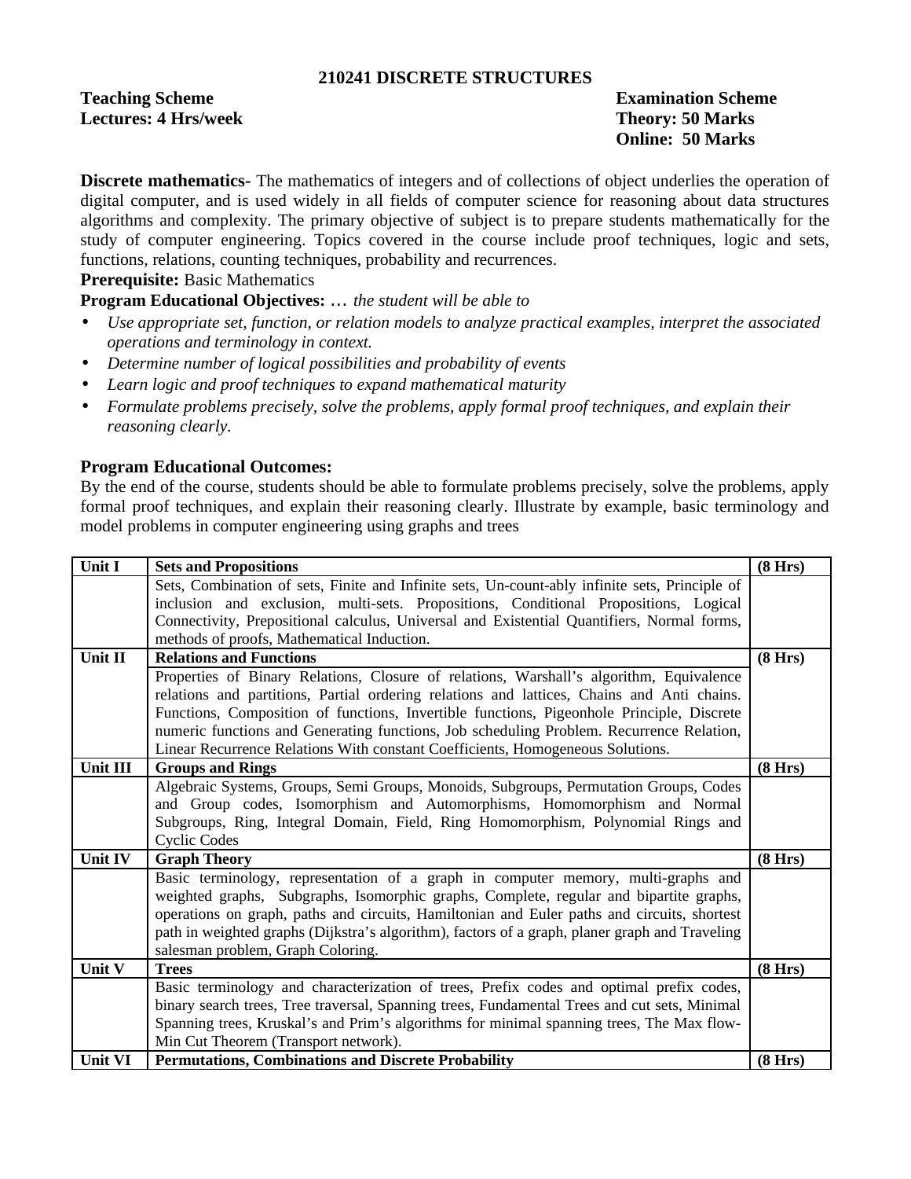## 210241 DISCRETE STRUCTURES

**Teaching Scheme**
**Lectures: 4 Hrs/week**

**Examination Scheme**
**Theory: 50 Marks**
**Online: 50 Marks**

**Discrete mathematics-** The mathematics of integers and of collections of object underlies the operation of digital computer, and is used widely in all fields of computer science for reasoning about data structures algorithms and complexity. The primary objective of subject is to prepare students mathematically for the study of computer engineering. Topics covered in the course include proof techniques, logic and sets, functions, relations, counting techniques, probability and recurrences.

**Prerequisite:** Basic Mathematics

**Program Educational Objectives:** … *the student will be able to*

- *Use appropriate set, function, or relation models to analyze practical examples, interpret the associated operations and terminology in context.*
- *Determine number of logical possibilities and probability of events*
- *Learn logic and proof techniques to expand mathematical maturity*
- *Formulate problems precisely, solve the problems, apply formal proof techniques, and explain their reasoning clearly.*

**Program Educational Outcomes:**

By the end of the course, students should be able to formulate problems precisely, solve the problems, apply formal proof techniques, and explain their reasoning clearly. Illustrate by example, basic terminology and model problems in computer engineering using graphs and trees

| **Unit I** | **Sets and Propositions** | **(8 Hrs)** |
|---|---|---|
| | Sets, Combination of sets, Finite and Infinite sets, Un-count-ably infinite sets, Principle of inclusion and exclusion, multi-sets. Propositions, Conditional Propositions, Logical Connectivity, Prepositional calculus, Universal and Existential Quantifiers, Normal forms, methods of proofs, Mathematical Induction. | |
| **Unit II** | **Relations and Functions** | **(8 Hrs)** |
| | Properties of Binary Relations, Closure of relations, Warshall's algorithm, Equivalence relations and partitions, Partial ordering relations and lattices, Chains and Anti chains. Functions, Composition of functions, Invertible functions, Pigeonhole Principle, Discrete numeric functions and Generating functions, Job scheduling Problem. Recurrence Relation, Linear Recurrence Relations With constant Coefficients, Homogeneous Solutions. | |
| **Unit III** | **Groups and Rings** | **(8 Hrs)** |
| | Algebraic Systems, Groups, Semi Groups, Monoids, Subgroups, Permutation Groups, Codes and Group codes, Isomorphism and Automorphisms, Homomorphism and Normal Subgroups, Ring, Integral Domain, Field, Ring Homomorphism, Polynomial Rings and Cyclic Codes | |
| **Unit IV** | **Graph Theory** | **(8 Hrs)** |
| | Basic terminology, representation of a graph in computer memory, multi-graphs and weighted graphs, Subgraphs, Isomorphic graphs, Complete, regular and bipartite graphs, operations on graph, paths and circuits, Hamiltonian and Euler paths and circuits, shortest path in weighted graphs (Dijkstra's algorithm), factors of a graph, planer graph and Traveling salesman problem, Graph Coloring. | |
| **Unit V** | **Trees** | **(8 Hrs)** |
| | Basic terminology and characterization of trees, Prefix codes and optimal prefix codes, binary search trees, Tree traversal, Spanning trees, Fundamental Trees and cut sets, Minimal Spanning trees, Kruskal's and Prim's algorithms for minimal spanning trees, The Max flow-Min Cut Theorem (Transport network). | |
| **Unit VI** | **Permutations, Combinations and Discrete Probability** | **(8 Hrs)** |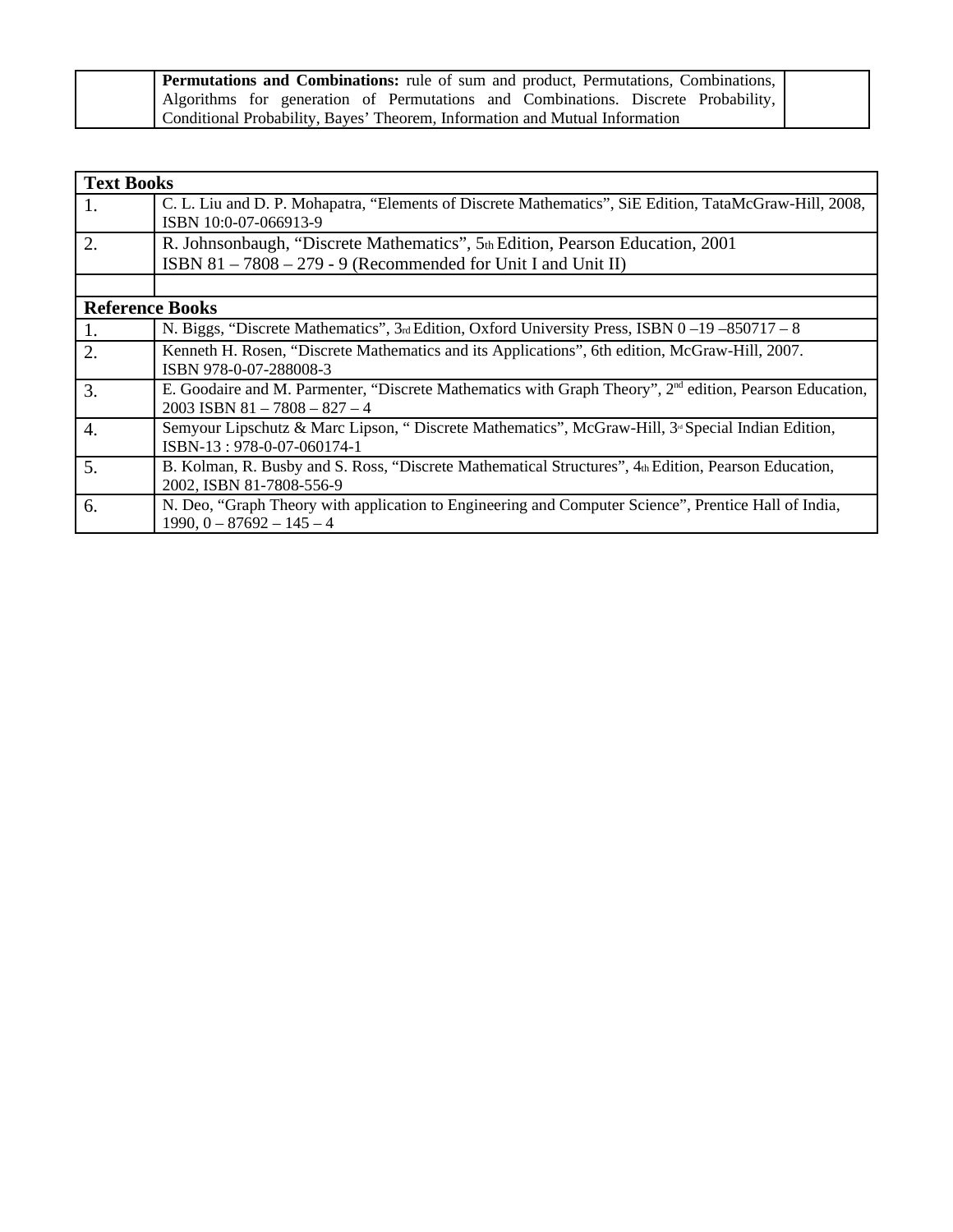|  | **Permutations and Combinations:** rule of sum and product, Permutations, Combinations, Algorithms for generation of Permutations and Combinations. Discrete Probability, Conditional Probability, Bayes' Theorem, Information and Mutual Information |  |
|---|---|---|

| **Text Books** | |
|---|---|
| 1. | C. L. Liu and D. P. Mohapatra, "Elements of Discrete Mathematics", SiE Edition, TataMcGraw-Hill, 2008, ISBN 10:0-07-066913-9 |
| 2. | R. Johnsonbaugh, "Discrete Mathematics", 5th Edition, Pearson Education, 2001 ISBN 81 – 7808 – 279 - 9 (Recommended for Unit I and Unit II) |
|  |  |
| **Reference Books** | |
| 1. | N. Biggs, "Discrete Mathematics", 3rd Edition, Oxford University Press, ISBN 0 –19 –850717 – 8 |
| 2. | Kenneth H. Rosen, "Discrete Mathematics and its Applications", 6th edition, McGraw-Hill, 2007. ISBN 978-0-07-288008-3 |
| 3. | E. Goodaire and M. Parmenter, "Discrete Mathematics with Graph Theory", 2nd edition, Pearson Education, 2003 ISBN 81 – 7808 – 827 – 4 |
| 4. | Semyour Lipschutz & Marc Lipson, " Discrete Mathematics", McGraw-Hill, 3rd Special Indian Edition, ISBN-13 : 978-0-07-060174-1 |
| 5. | B. Kolman, R. Busby and S. Ross, "Discrete Mathematical Structures", 4th Edition, Pearson Education, 2002, ISBN 81-7808-556-9 |
| 6. | N. Deo, "Graph Theory with application to Engineering and Computer Science", Prentice Hall of India, 1990, 0 – 87692 – 145 – 4 |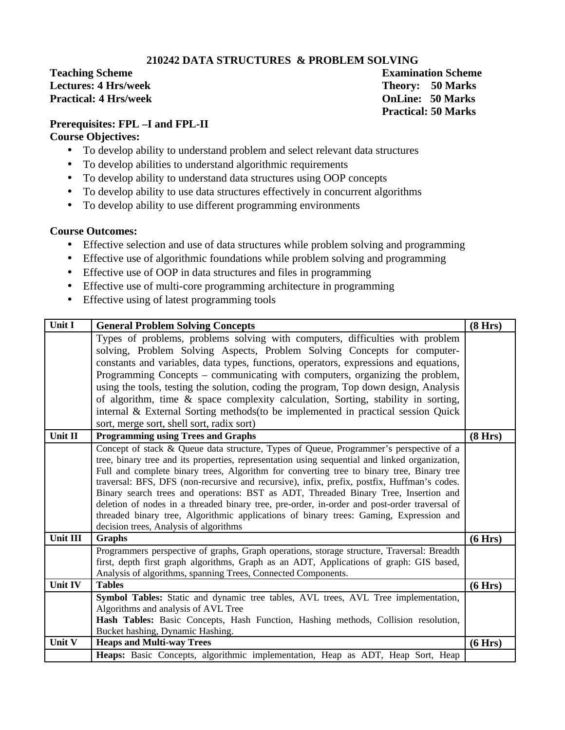## 210242 DATA STRUCTURES & PROBLEM SOLVING

**Teaching Scheme**
**Lectures: 4 Hrs/week**
**Practical: 4 Hrs/week**

**Examination Scheme**
**Theory: 50 Marks**
**OnLine: 50 Marks**
**Practical: 50 Marks**

**Prerequisites: FPL –I and FPL-II**

**Course Objectives:**

- To develop ability to understand problem and select relevant data structures
- To develop abilities to understand algorithmic requirements
- To develop ability to understand data structures using OOP concepts
- To develop ability to use data structures effectively in concurrent algorithms
- To develop ability to use different programming environments

**Course Outcomes:**

- Effective selection and use of data structures while problem solving and programming
- Effective use of algorithmic foundations while problem solving and programming
- Effective use of OOP in data structures and files in programming
- Effective use of multi-core programming architecture in programming
- Effective using of latest programming tools

| Unit I | **General Problem Solving Concepts** | **(8 Hrs)** |
|---|---|---|
| | Types of problems, problems solving with computers, difficulties with problem solving, Problem Solving Aspects, Problem Solving Concepts for computer-constants and variables, data types, functions, operators, expressions and equations, Programming Concepts – communicating with computers, organizing the problem, using the tools, testing the solution, coding the program, Top down design, Analysis of algorithm, time & space complexity calculation, Sorting, stability in sorting, internal & External Sorting methods(to be implemented in practical session Quick sort, merge sort, shell sort, radix sort) | |
| **Unit II** | **Programming using Trees and Graphs** | **(8 Hrs)** |
| | Concept of stack & Queue data structure, Types of Queue, Programmer's perspective of a tree, binary tree and its properties, representation using sequential and linked organization, Full and complete binary trees, Algorithm for converting tree to binary tree, Binary tree traversal: BFS, DFS (non-recursive and recursive), infix, prefix, postfix, Huffman's codes. Binary search trees and operations: BST as ADT, Threaded Binary Tree, Insertion and deletion of nodes in a threaded binary tree, pre-order, in-order and post-order traversal of threaded binary tree, Algorithmic applications of binary trees: Gaming, Expression and decision trees, Analysis of algorithms | |
| **Unit III** | **Graphs** | **(6 Hrs)** |
| | Programmers perspective of graphs, Graph operations, storage structure, Traversal: Breadth first, depth first graph algorithms, Graph as an ADT, Applications of graph: GIS based, Analysis of algorithms, spanning Trees, Connected Components. | |
| **Unit IV** | **Tables** | **(6 Hrs)** |
| | **Symbol Tables:** Static and dynamic tree tables, AVL trees, AVL Tree implementation, Algorithms and analysis of AVL Tree<br>**Hash Tables:** Basic Concepts, Hash Function, Hashing methods, Collision resolution, Bucket hashing, Dynamic Hashing. | |
| **Unit V** | **Heaps and Multi-way Trees** | **(6 Hrs)** |
| | **Heaps:** Basic Concepts, algorithmic implementation, Heap as ADT, Heap Sort, Heap | |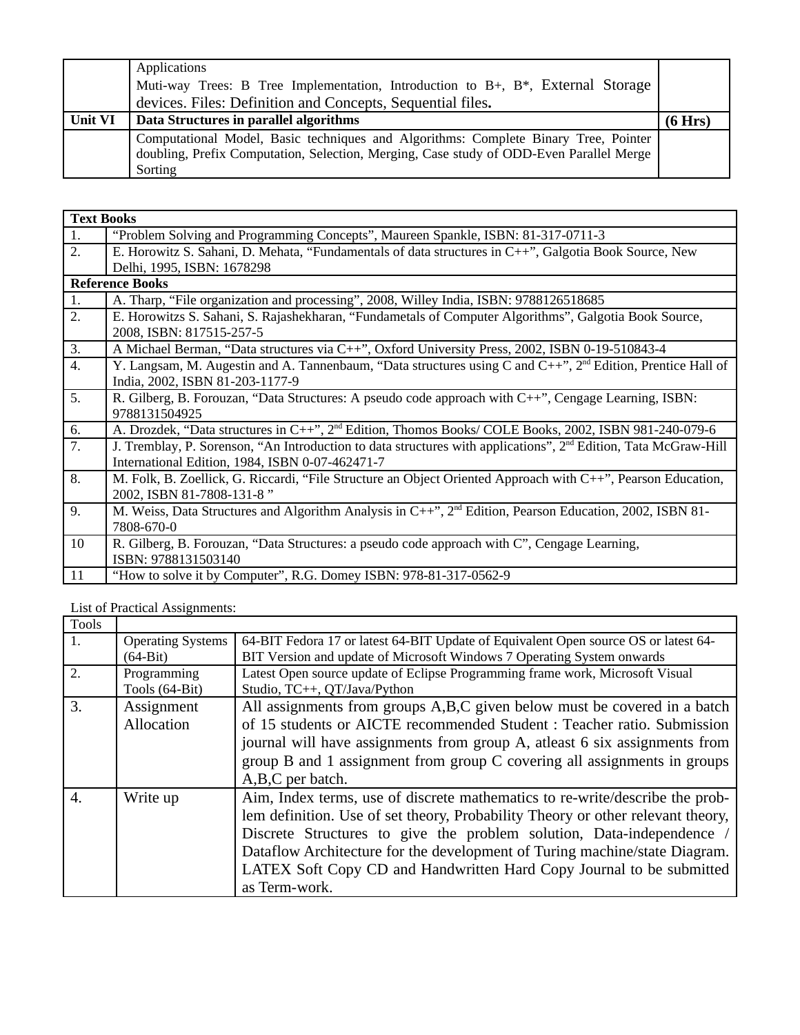|  |  |  |
|---|---|---|
|  | Applications<br>Muti-way Trees: B Tree Implementation, Introduction to B+, B*, External Storage devices. Files: Definition and Concepts, Sequential files. |  |
| **Unit VI** | **Data Structures in parallel algorithms** | **(6 Hrs)** |
|  | Computational Model, Basic techniques and Algorithms: Complete Binary Tree, Pointer doubling, Prefix Computation, Selection, Merging, Case study of ODD-Even Parallel Merge Sorting |  |

| **Text Books** |  |
|---|---|
| 1. | "Problem Solving and Programming Concepts", Maureen Spankle, ISBN: 81-317-0711-3 |
| 2. | E. Horowitz S. Sahani, D. Mehata, "Fundamentals of data structures in C++", Galgotia Book Source, New Delhi, 1995, ISBN: 1678298 |
| **Reference Books** |  |
| 1. | A. Tharp, "File organization and processing", 2008, Willey India, ISBN: 9788126518685 |
| 2. | E. Horowitzs S. Sahani, S. Rajashekharan, "Fundametals of Computer Algorithms", Galgotia Book Source, 2008, ISBN: 817515-257-5 |
| 3. | A Michael Berman, "Data structures via C++", Oxford University Press, 2002, ISBN 0-19-510843-4 |
| 4. | Y. Langsam, M. Augestin and A. Tannenbaum, "Data structures using C and C++", 2nd Edition, Prentice Hall of India, 2002, ISBN 81-203-1177-9 |
| 5. | R. Gilberg, B. Forouzan, "Data Structures: A pseudo code approach with C++", Cengage Learning, ISBN: 9788131504925 |
| 6. | A. Drozdek, "Data structures in C++", 2nd Edition, Thomos Books/ COLE Books, 2002, ISBN 981-240-079-6 |
| 7. | J. Tremblay, P. Sorenson, "An Introduction to data structures with applications", 2nd Edition, Tata McGraw-Hill International Edition, 1984, ISBN 0-07-462471-7 |
| 8. | M. Folk, B. Zoellick, G. Riccardi, "File Structure an Object Oriented Approach with C++", Pearson Education, 2002, ISBN 81-7808-131-8 " |
| 9. | M. Weiss, Data Structures and Algorithm Analysis in C++", 2nd Edition, Pearson Education, 2002, ISBN 81-7808-670-0 |
| 10 | R. Gilberg, B. Forouzan, "Data Structures: a pseudo code approach with C", Cengage Learning, ISBN: 9788131503140 |
| 11 | "How to solve it by Computer", R.G. Domey ISBN: 978-81-317-0562-9 |

List of Practical Assignments:

| Tools |  |  |
|---|---|---|
| 1. | Operating Systems (64-Bit) | 64-BIT Fedora 17 or latest 64-BIT Update of Equivalent Open source OS or latest 64-BIT Version and update of Microsoft Windows 7 Operating System onwards |
| 2. | Programming Tools (64-Bit) | Latest Open source update of Eclipse Programming frame work, Microsoft Visual Studio, TC++, QT/Java/Python |
| 3. | Assignment Allocation | All assignments from groups A,B,C given below must be covered in a batch of 15 students or AICTE recommended Student : Teacher ratio. Submission journal will have assignments from group A, atleast 6 six assignments from group B and 1 assignment from group C covering all assignments in groups A,B,C per batch. |
| 4. | Write up | Aim, Index terms, use of discrete mathematics to re-write/describe the problem definition. Use of set theory, Probability Theory or other relevant theory, Discrete Structures to give the problem solution, Data-independence / Dataflow Architecture for the development of Turing machine/state Diagram. LATEX Soft Copy CD and Handwritten Hard Copy Journal to be submitted as Term-work. |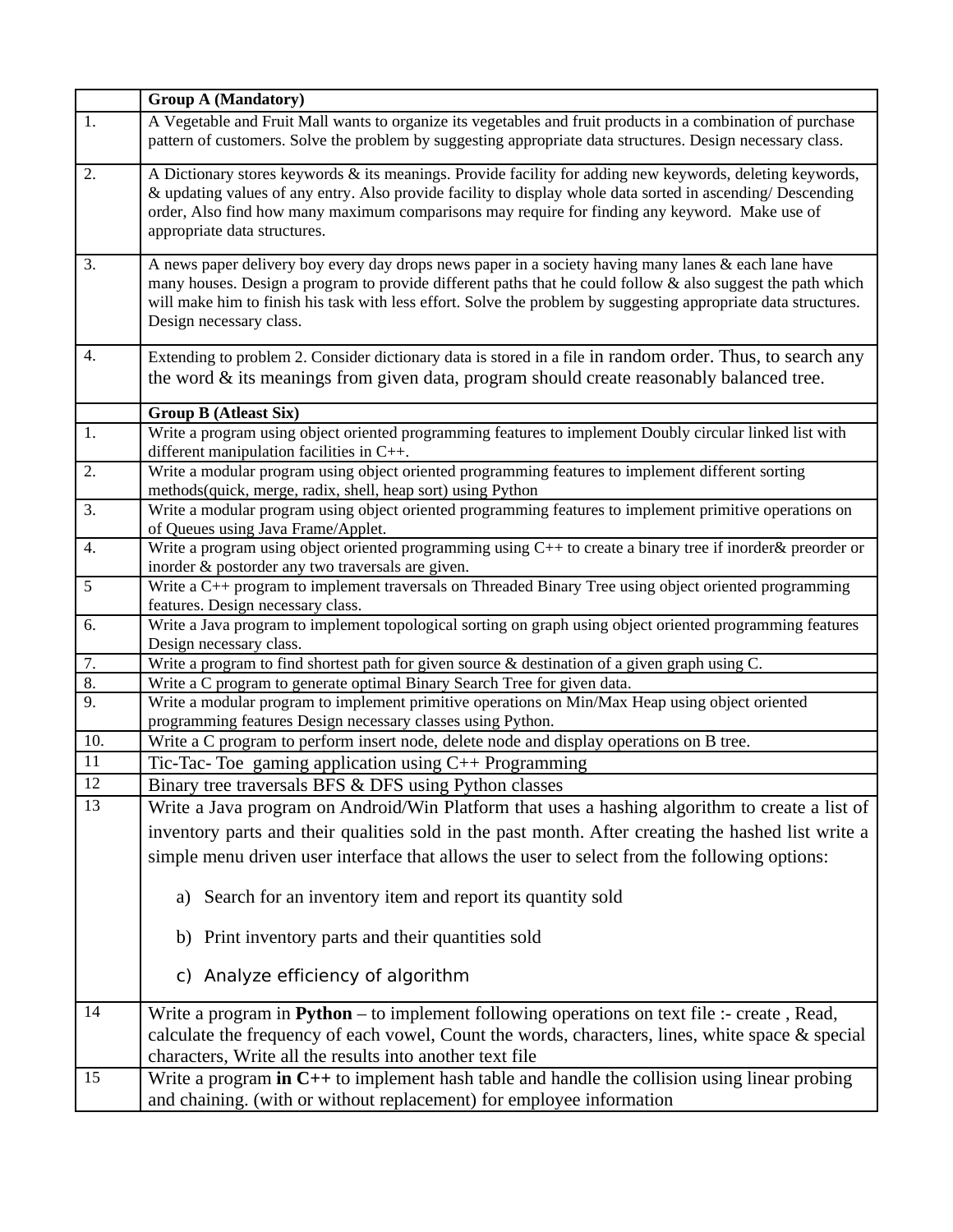| | **Group A (Mandatory)** |
|---|---|
| 1. | A Vegetable and Fruit Mall wants to organize its vegetables and fruit products in a combination of purchase pattern of customers. Solve the problem by suggesting appropriate data structures. Design necessary class. |
| 2. | A Dictionary stores keywords & its meanings. Provide facility for adding new keywords, deleting keywords, & updating values of any entry. Also provide facility to display whole data sorted in ascending/ Descending order, Also find how many maximum comparisons may require for finding any keyword. Make use of appropriate data structures. |
| 3. | A news paper delivery boy every day drops news paper in a society having many lanes & each lane have many houses. Design a program to provide different paths that he could follow & also suggest the path which will make him to finish his task with less effort. Solve the problem by suggesting appropriate data structures. Design necessary class. |
| 4. | Extending to problem 2. Consider dictionary data is stored in a file in random order. Thus, to search any the word & its meanings from given data, program should create reasonably balanced tree. |
| | **Group B (Atleast Six)** |
| 1. | Write a program using object oriented programming features to implement Doubly circular linked list with different manipulation facilities in C++. |
| 2. | Write a modular program using object oriented programming features to implement different sorting methods(quick, merge, radix, shell, heap sort) using Python |
| 3. | Write a modular program using object oriented programming features to implement primitive operations on of Queues using Java Frame/Applet. |
| 4. | Write a program using object oriented programming using C++ to create a binary tree if inorder& preorder or inorder & postorder any two traversals are given. |
| 5 | Write a C++ program to implement traversals on Threaded Binary Tree using object oriented programming features. Design necessary class. |
| 6. | Write a Java program to implement topological sorting on graph using object oriented programming features Design necessary class. |
| 7. | Write a program to find shortest path for given source & destination of a given graph using C. |
| 8. | Write a C program to generate optimal Binary Search Tree for given data. |
| 9. | Write a modular program to implement primitive operations on Min/Max Heap using object oriented programming features Design necessary classes using Python. |
| 10. | Write a C program to perform insert node, delete node and display operations on B tree. |
| 11 | Tic-Tac- Toe gaming application using C++ Programming |
| 12 | Binary tree traversals BFS & DFS using Python classes |
| 13 | Write a Java program on Android/Win Platform that uses a hashing algorithm to create a list of inventory parts and their qualities sold in the past month. After creating the hashed list write a simple menu driven user interface that allows the user to select from the following options:<br>a) Search for an inventory item and report its quantity sold<br>b) Print inventory parts and their quantities sold<br>c) Analyze efficiency of algorithm |
| 14 | Write a program in **Python** – to implement following operations on text file :- create , Read, calculate the frequency of each vowel, Count the words, characters, lines, white space & special characters, Write all the results into another text file |
| 15 | Write a program **in C++** to implement hash table and handle the collision using linear probing and chaining. (with or without replacement) for employee information |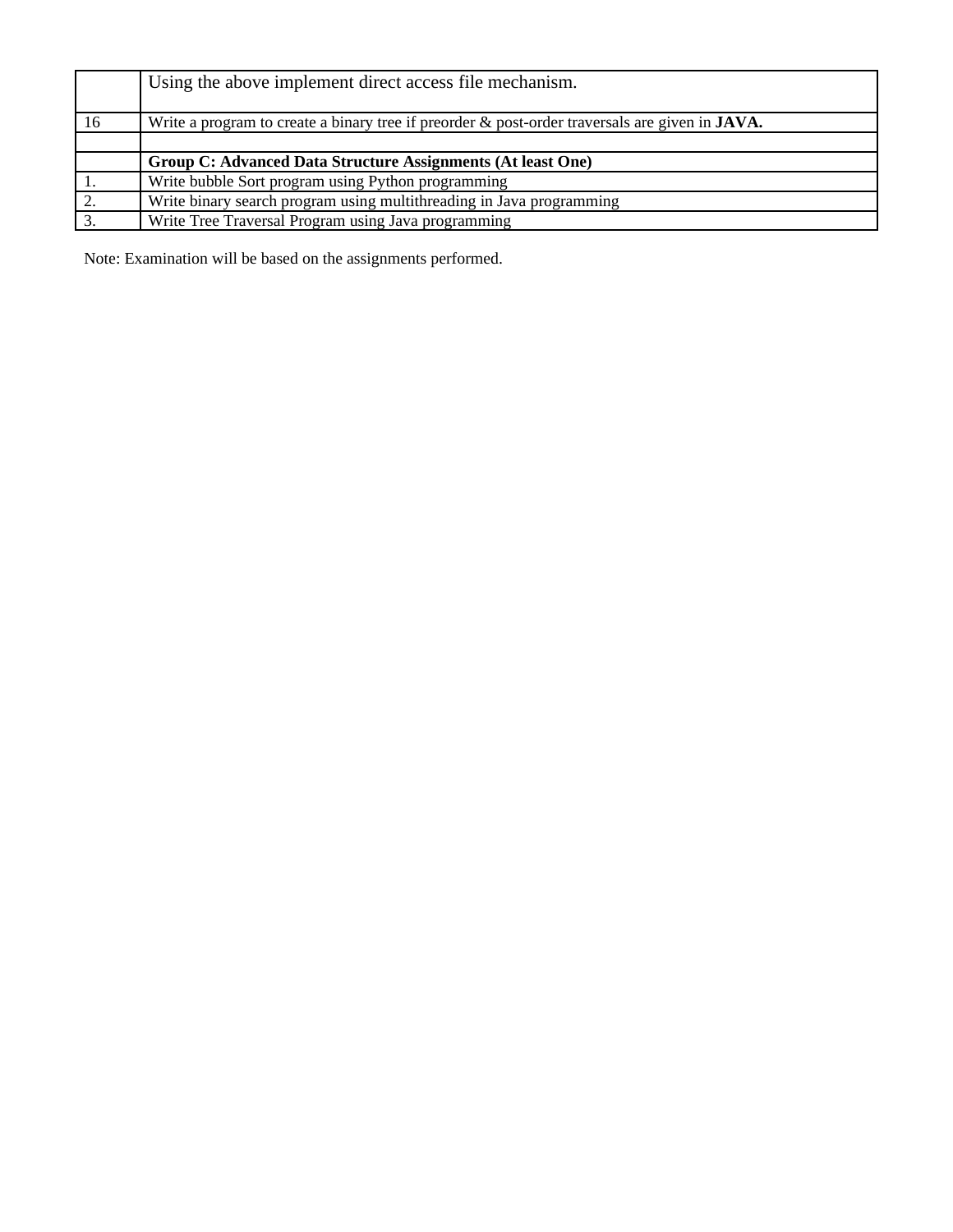| | |
|---|---|
| | Using the above implement direct access file mechanism. |
| 16 | Write a program to create a binary tree if preorder & post-order traversals are given in **JAVA.** |
| | |
| | **Group C: Advanced Data Structure Assignments (At least One)** |
| 1. | Write bubble Sort program using Python programming |
| 2. | Write binary search program using multithreading in Java programming |
| 3. | Write Tree Traversal Program using Java programming |

Note: Examination will be based on the assignments performed.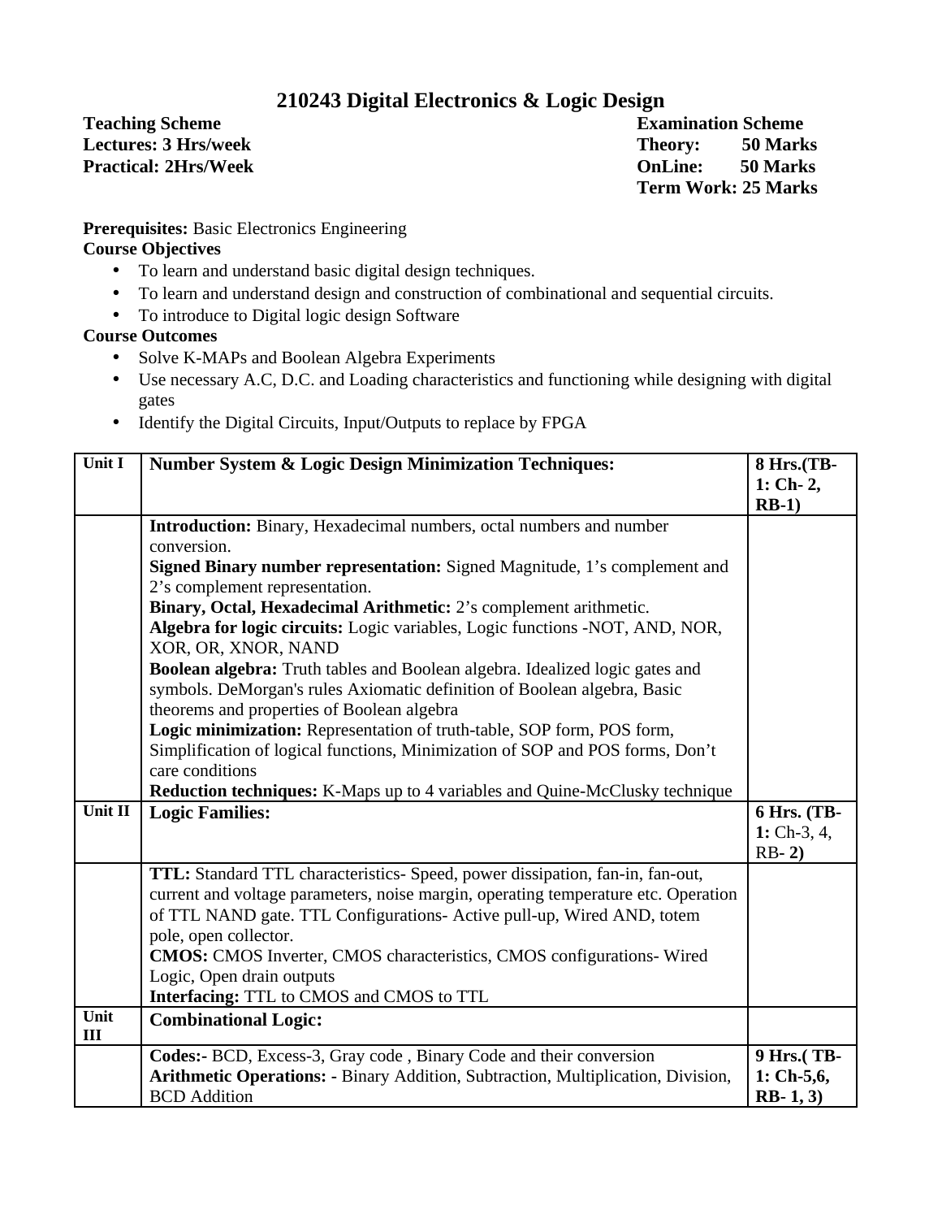# 210243 Digital Electronics & Logic Design

**Teaching Scheme**
**Lectures: 3 Hrs/week**
**Practical: 2Hrs/Week**

**Examination Scheme**
**Theory: 50 Marks**
**OnLine: 50 Marks**
**Term Work: 25 Marks**

**Prerequisites:** Basic Electronics Engineering

**Course Objectives**

- To learn and understand basic digital design techniques.
- To learn and understand design and construction of combinational and sequential circuits.
- To introduce to Digital logic design Software

**Course Outcomes**

- Solve K-MAPs and Boolean Algebra Experiments
- Use necessary A.C, D.C. and Loading characteristics and functioning while designing with digital gates
- Identify the Digital Circuits, Input/Outputs to replace by FPGA

| Unit I | **Number System & Logic Design Minimization Techniques:** | **8 Hrs.(TB-1: Ch- 2, RB-1)** |
|---|---|---|
| | **Introduction:** Binary, Hexadecimal numbers, octal numbers and number conversion. **Signed Binary number representation:** Signed Magnitude, 1's complement and 2's complement representation. **Binary, Octal, Hexadecimal Arithmetic:** 2's complement arithmetic. **Algebra for logic circuits:** Logic variables, Logic functions -NOT, AND, NOR, XOR, OR, XNOR, NAND **Boolean algebra:** Truth tables and Boolean algebra. Idealized logic gates and symbols. DeMorgan's rules Axiomatic definition of Boolean algebra, Basic theorems and properties of Boolean algebra **Logic minimization:** Representation of truth-table, SOP form, POS form, Simplification of logical functions, Minimization of SOP and POS forms, Don't care conditions **Reduction techniques:** K-Maps up to 4 variables and Quine-McClusky technique | |
| Unit II | **Logic Families:** | **6 Hrs. (TB-1:** Ch-3, 4, RB- **2)** |
| | **TTL:** Standard TTL characteristics- Speed, power dissipation, fan-in, fan-out, current and voltage parameters, noise margin, operating temperature etc. Operation of TTL NAND gate. TTL Configurations- Active pull-up, Wired AND, totem pole, open collector. **CMOS:** CMOS Inverter, CMOS characteristics, CMOS configurations- Wired Logic, Open drain outputs **Interfacing:** TTL to CMOS and CMOS to TTL | |
| Unit III | **Combinational Logic:** | |
| | **Codes:-** BCD, Excess-3, Gray code , Binary Code and their conversion **Arithmetic Operations: -** Binary Addition, Subtraction, Multiplication, Division, BCD Addition | **9 Hrs.( TB-1: Ch-5,6, RB- 1, 3)** |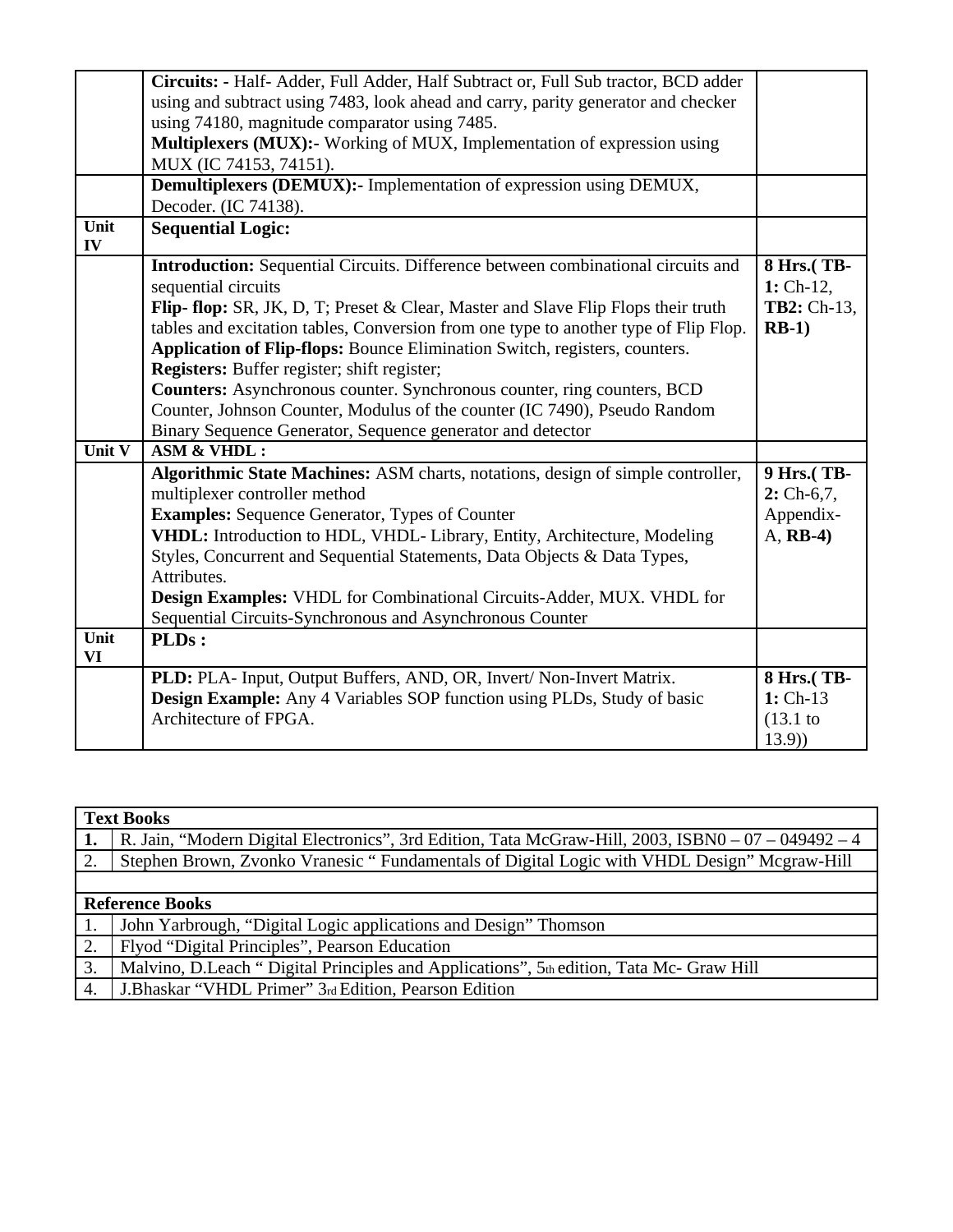| | | |
|---|---|---|
| | **Circuits: -** Half- Adder, Full Adder, Half Subtract or, Full Sub tractor, BCD adder using and subtract using 7483, look ahead and carry, parity generator and checker using 74180, magnitude comparator using 7485.<br>**Multiplexers (MUX):-** Working of MUX, Implementation of expression using MUX (IC 74153, 74151). | |
| | **Demultiplexers (DEMUX):-** Implementation of expression using DEMUX, Decoder. (IC 74138). | |
| **Unit IV** | **Sequential Logic:** | |
| | **Introduction:** Sequential Circuits. Difference between combinational circuits and sequential circuits<br>**Flip- flop:** SR, JK, D, T; Preset & Clear, Master and Slave Flip Flops their truth tables and excitation tables, Conversion from one type to another type of Flip Flop.<br>**Application of Flip-flops:** Bounce Elimination Switch, registers, counters.<br>**Registers:** Buffer register; shift register;<br>**Counters:** Asynchronous counter. Synchronous counter, ring counters, BCD Counter, Johnson Counter, Modulus of the counter (IC 7490), Pseudo Random Binary Sequence Generator, Sequence generator and detector | **8 Hrs.( TB-1:** Ch-12, **TB2:** Ch-13, **RB-1)** |
| **Unit V** | **ASM & VHDL :** | |
| | **Algorithmic State Machines:** ASM charts, notations, design of simple controller, multiplexer controller method<br>**Examples:** Sequence Generator, Types of Counter<br>**VHDL:** Introduction to HDL, VHDL- Library, Entity, Architecture, Modeling Styles, Concurrent and Sequential Statements, Data Objects & Data Types, Attributes.<br>**Design Examples:** VHDL for Combinational Circuits-Adder, MUX. VHDL for Sequential Circuits-Synchronous and Asynchronous Counter | **9 Hrs.( TB-2:** Ch-6,7, Appendix-A, **RB-4)** |
| **Unit VI** | **PLDs :** | |
| | **PLD:** PLA- Input, Output Buffers, AND, OR, Invert/ Non-Invert Matrix.<br>**Design Example:** Any 4 Variables SOP function using PLDs, Study of basic Architecture of FPGA. | **8 Hrs.( TB-1:** Ch-13 (13.1 to 13.9)) |

| **Text Books** | |
|---|---|
| **1.** | R. Jain, "Modern Digital Electronics", 3rd Edition, Tata McGraw-Hill, 2003, ISBN0 – 07 – 049492 – 4 |
| 2. | Stephen Brown, Zvonko Vranesic " Fundamentals of Digital Logic with VHDL Design" Mcgraw-Hill |
| | |
| **Reference Books** | |
| 1. | John Yarbrough, "Digital Logic applications and Design" Thomson |
| 2. | Flyod "Digital Principles", Pearson Education |
| 3. | Malvino, D.Leach " Digital Principles and Applications", 5th edition, Tata Mc- Graw Hill |
| 4. | J.Bhaskar "VHDL Primer" 3rd Edition, Pearson Edition |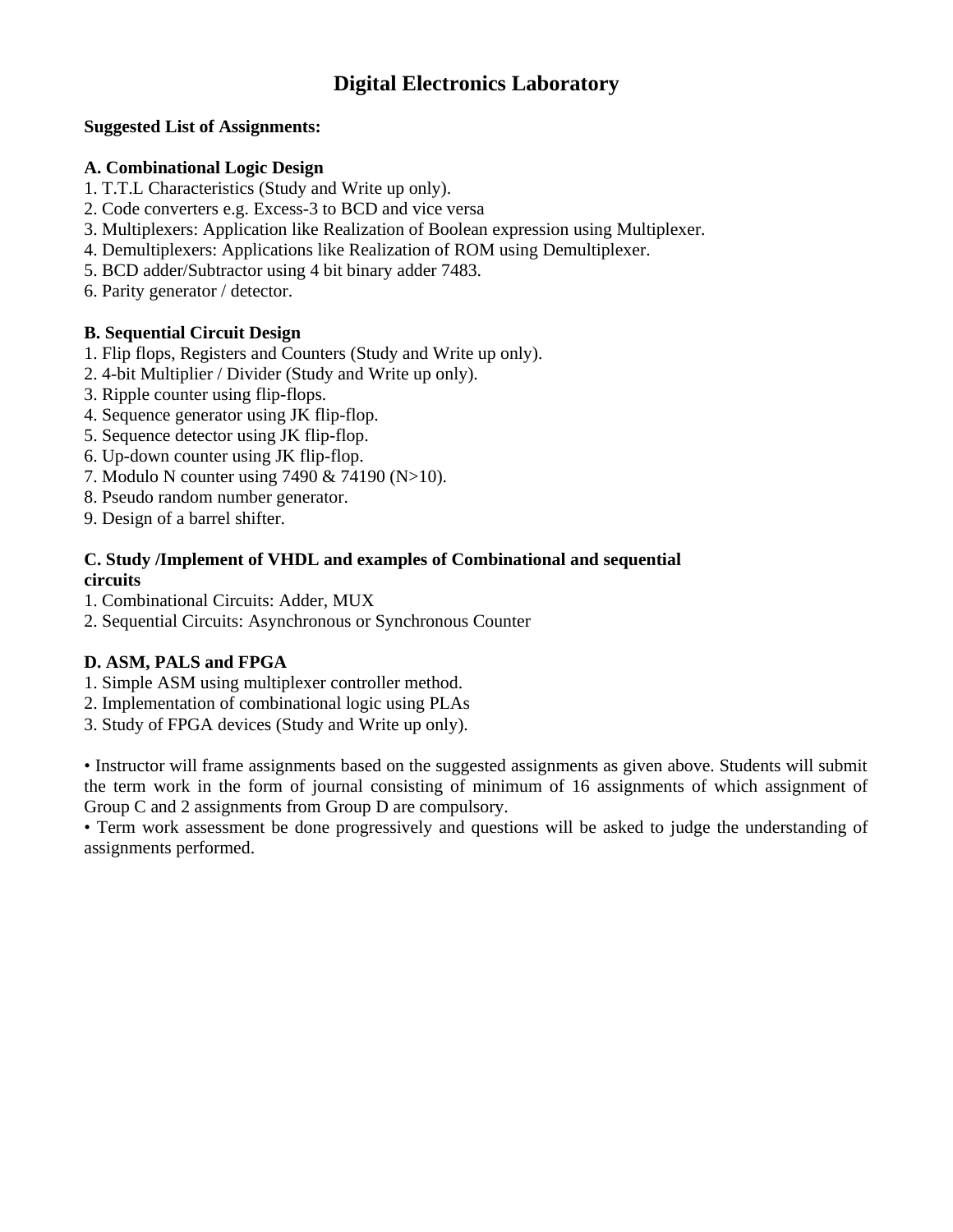# Digital Electronics Laboratory

**Suggested List of Assignments:**

**A. Combinational Logic Design**

1. T.T.L Characteristics (Study and Write up only).
2. Code converters e.g. Excess-3 to BCD and vice versa
3. Multiplexers: Application like Realization of Boolean expression using Multiplexer.
4. Demultiplexers: Applications like Realization of ROM using Demultiplexer.
5. BCD adder/Subtractor using 4 bit binary adder 7483.
6. Parity generator / detector.

**B. Sequential Circuit Design**

1. Flip flops, Registers and Counters (Study and Write up only).
2. 4-bit Multiplier / Divider (Study and Write up only).
3. Ripple counter using flip-flops.
4. Sequence generator using JK flip-flop.
5. Sequence detector using JK flip-flop.
6. Up-down counter using JK flip-flop.
7. Modulo N counter using 7490 & 74190 (N>10).
8. Pseudo random number generator.
9. Design of a barrel shifter.

**C. Study /Implement of VHDL and examples of Combinational and sequential circuits**

1. Combinational Circuits: Adder, MUX
2. Sequential Circuits: Asynchronous or Synchronous Counter

**D. ASM, PALS and FPGA**

1. Simple ASM using multiplexer controller method.
2. Implementation of combinational logic using PLAs
3. Study of FPGA devices (Study and Write up only).

- Instructor will frame assignments based on the suggested assignments as given above. Students will submit the term work in the form of journal consisting of minimum of 16 assignments of which assignment of Group C and 2 assignments from Group D are compulsory.
- Term work assessment be done progressively and questions will be asked to judge the understanding of assignments performed.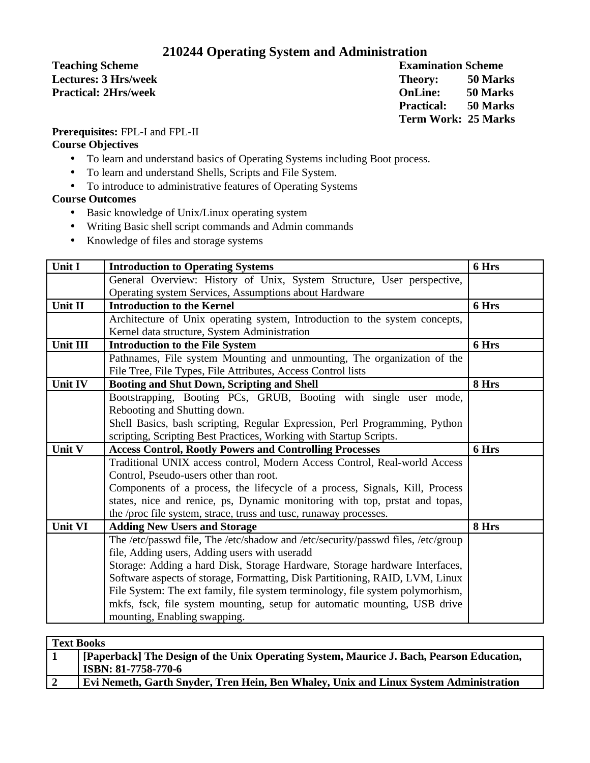# 210244 Operating System and Administration

| **Teaching Scheme** | **Examination Scheme** |
|---|---|
| **Lectures: 3 Hrs/week** | **Theory: 50 Marks** |
| **Practical: 2Hrs/week** | **OnLine: 50 Marks** |
| | **Practical: 50 Marks** |
| | **Term Work: 25 Marks** |

**Prerequisites:** FPL-I and FPL-II

**Course Objectives**

- To learn and understand basics of Operating Systems including Boot process.
- To learn and understand Shells, Scripts and File System.
- To introduce to administrative features of Operating Systems

**Course Outcomes**

- Basic knowledge of Unix/Linux operating system
- Writing Basic shell script commands and Admin commands
- Knowledge of files and storage systems

| **Unit I** | **Introduction to Operating Systems** | **6 Hrs** |
|---|---|---|
| | General Overview: History of Unix, System Structure, User perspective, Operating system Services, Assumptions about Hardware | |
| **Unit II** | **Introduction to the Kernel** | **6 Hrs** |
| | Architecture of Unix operating system, Introduction to the system concepts, Kernel data structure, System Administration | |
| **Unit III** | **Introduction to the File System** | **6 Hrs** |
| | Pathnames, File system Mounting and unmounting, The organization of the File Tree, File Types, File Attributes, Access Control lists | |
| **Unit IV** | **Booting and Shut Down, Scripting and Shell** | **8 Hrs** |
| | Bootstrapping, Booting PCs, GRUB, Booting with single user mode, Rebooting and Shutting down.<br>Shell Basics, bash scripting, Regular Expression, Perl Programming, Python scripting, Scripting Best Practices, Working with Startup Scripts. | |
| **Unit V** | **Access Control, Rootly Powers and Controlling Processes** | **6 Hrs** |
| | Traditional UNIX access control, Modern Access Control, Real-world Access Control, Pseudo-users other than root.<br>Components of a process, the lifecycle of a process, Signals, Kill, Process states, nice and renice, ps, Dynamic monitoring with top, prstat and topas, the /proc file system, strace, truss and tusc, runaway processes. | |
| **Unit VI** | **Adding New Users and Storage** | **8 Hrs** |
| | The /etc/passwd file, The /etc/shadow and /etc/security/passwd files, /etc/group file, Adding users, Adding users with useradd<br>Storage: Adding a hard Disk, Storage Hardware, Storage hardware Interfaces, Software aspects of storage, Formatting, Disk Partitioning, RAID, LVM, Linux File System: The ext family, file system terminology, file system polymorhism, mkfs, fsck, file system mounting, setup for automatic mounting, USB drive mounting, Enabling swapping. | |

| **Text Books** | |
|---|---|
| **1** | **[Paperback] The Design of the Unix Operating System, Maurice J. Bach, Pearson Education, ISBN: 81-7758-770-6** |
| **2** | **Evi Nemeth, Garth Snyder, Tren Hein, Ben Whaley, Unix and Linux System Administration** |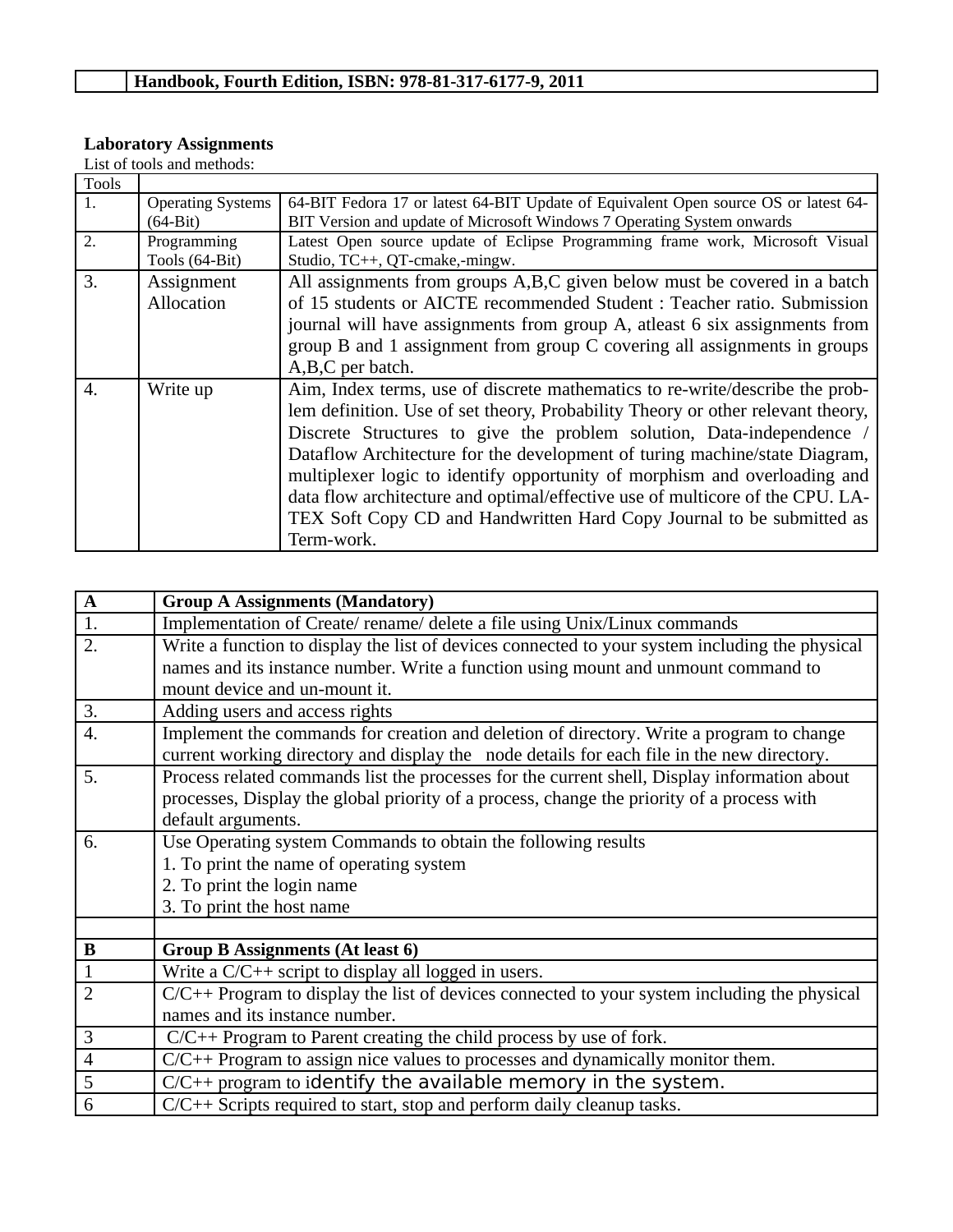| | Handbook, Fourth Edition, ISBN: 978-81-317-6177-9, 2011 |
|---|---|

**Laboratory Assignments**

List of tools and methods:

| Tools | | |
|---|---|---|
| 1. | Operating Systems (64-Bit) | 64-BIT Fedora 17 or latest 64-BIT Update of Equivalent Open source OS or latest 64-BIT Version and update of Microsoft Windows 7 Operating System onwards |
| 2. | Programming Tools (64-Bit) | Latest Open source update of Eclipse Programming frame work, Microsoft Visual Studio, TC++, QT-cmake,-mingw. |
| 3. | Assignment Allocation | All assignments from groups A,B,C given below must be covered in a batch of 15 students or AICTE recommended Student : Teacher ratio. Submission journal will have assignments from group A, atleast 6 six assignments from group B and 1 assignment from group C covering all assignments in groups A,B,C per batch. |
| 4. | Write up | Aim, Index terms, use of discrete mathematics to re-write/describe the problem definition. Use of set theory, Probability Theory or other relevant theory, Discrete Structures to give the problem solution, Data-independence / Dataflow Architecture for the development of turing machine/state Diagram, multiplexer logic to identify opportunity of morphism and overloading and data flow architecture and optimal/effective use of multicore of the CPU. LATEX Soft Copy CD and Handwritten Hard Copy Journal to be submitted as Term-work. |

| **A** | **Group A Assignments (Mandatory)** |
|---|---|
| 1. | Implementation of Create/ rename/ delete a file using Unix/Linux commands |
| 2. | Write a function to display the list of devices connected to your system including the physical names and its instance number. Write a function using mount and unmount command to mount device and un-mount it. |
| 3. | Adding users and access rights |
| 4. | Implement the commands for creation and deletion of directory. Write a program to change current working directory and display the node details for each file in the new directory. |
| 5. | Process related commands list the processes for the current shell, Display information about processes, Display the global priority of a process, change the priority of a process with default arguments. |
| 6. | Use Operating system Commands to obtain the following results<br>1. To print the name of operating system<br>2. To print the login name<br>3. To print the host name |
| | |
| **B** | **Group B Assignments (At least 6)** |
| 1 | Write a C/C++ script to display all logged in users. |
| 2 | C/C++ Program to display the list of devices connected to your system including the physical names and its instance number. |
| 3 | C/C++ Program to Parent creating the child process by use of fork. |
| 4 | C/C++ Program to assign nice values to processes and dynamically monitor them. |
| 5 | C/C++ program to identify the available memory in the system. |
| 6 | C/C++ Scripts required to start, stop and perform daily cleanup tasks. |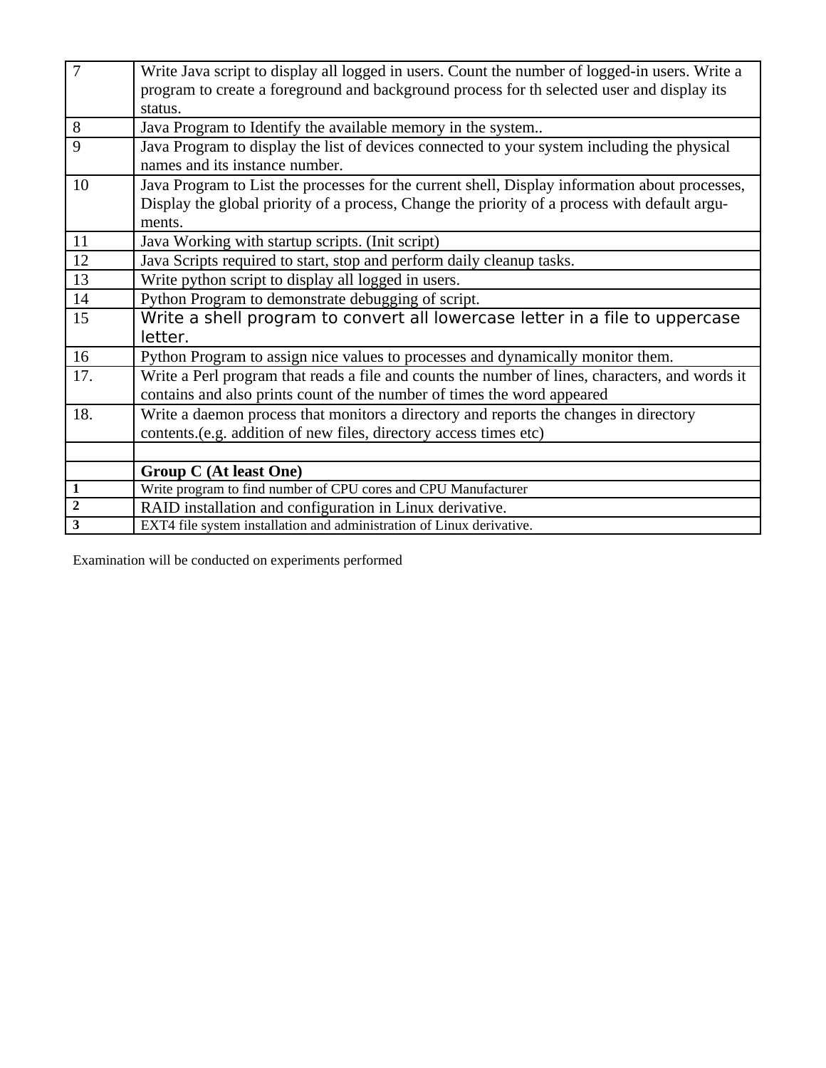| | |
|---|---|
| 7 | Write Java script to display all logged in users. Count the number of logged-in users. Write a program to create a foreground and background process for th selected user and display its status. |
| 8 | Java Program to Identify the available memory in the system.. |
| 9 | Java Program to display the list of devices connected to your system including the physical names and its instance number. |
| 10 | Java Program to List the processes for the current shell, Display information about processes, Display the global priority of a process, Change the priority of a process with default arguments. |
| 11 | Java Working with startup scripts. (Init script) |
| 12 | Java Scripts required to start, stop and perform daily cleanup tasks. |
| 13 | Write python script to display all logged in users. |
| 14 | Python Program to demonstrate debugging of script. |
| 15 | Write a shell program to convert all lowercase letter in a file to uppercase letter. |
| 16 | Python Program to assign nice values to processes and dynamically monitor them. |
| 17. | Write a Perl program that reads a file and counts the number of lines, characters, and words it contains and also prints count of the number of times the word appeared |
| 18. | Write a daemon process that monitors a directory and reports the changes in directory contents.(e.g. addition of new files, directory access times etc) |
| | |
| | **Group C (At least One)** |
| **1** | Write program to find number of CPU cores and CPU Manufacturer |
| **2** | RAID installation and configuration in Linux derivative. |
| **3** | EXT4 file system installation and administration of Linux derivative. |

Examination will be conducted on experiments performed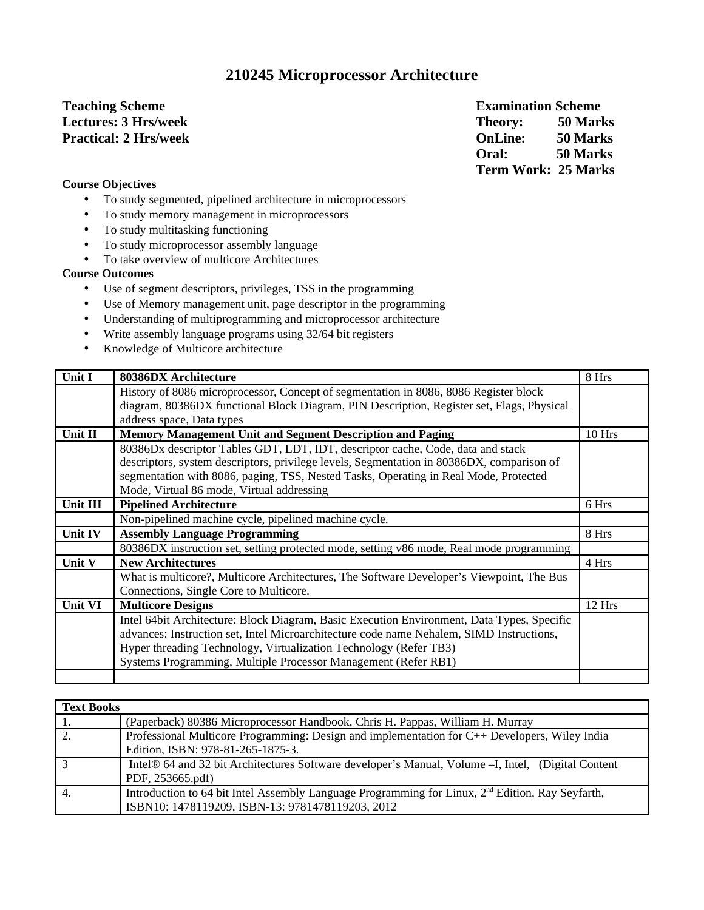# 210245 Microprocessor Architecture

**Teaching Scheme**
**Lectures: 3 Hrs/week**
**Practical: 2 Hrs/week**

**Examination Scheme**
**Theory: 50 Marks**
**OnLine: 50 Marks**
**Oral: 50 Marks**
**Term Work: 25 Marks**

**Course Objectives**

- To study segmented, pipelined architecture in microprocessors
- To study memory management in microprocessors
- To study multitasking functioning
- To study microprocessor assembly language
- To take overview of multicore Architectures

**Course Outcomes**

- Use of segment descriptors, privileges, TSS in the programming
- Use of Memory management unit, page descriptor in the programming
- Understanding of multiprogramming and microprocessor architecture
- Write assembly language programs using 32/64 bit registers
- Knowledge of Multicore architecture

| **Unit I** | **80386DX Architecture** | 8 Hrs |
|---|---|---|
| | History of 8086 microprocessor, Concept of segmentation in 8086, 8086 Register block diagram, 80386DX functional Block Diagram, PIN Description, Register set, Flags, Physical address space, Data types | |
| **Unit II** | **Memory Management Unit and Segment Description and Paging** | 10 Hrs |
| | 80386Dx descriptor Tables GDT, LDT, IDT, descriptor cache, Code, data and stack descriptors, system descriptors, privilege levels, Segmentation in 80386DX, comparison of segmentation with 8086, paging, TSS, Nested Tasks, Operating in Real Mode, Protected Mode, Virtual 86 mode, Virtual addressing | |
| **Unit III** | **Pipelined Architecture** | 6 Hrs |
| | Non-pipelined machine cycle, pipelined machine cycle. | |
| **Unit IV** | **Assembly Language Programming** | 8 Hrs |
| | 80386DX instruction set, setting protected mode, setting v86 mode, Real mode programming | |
| **Unit V** | **New Architectures** | 4 Hrs |
| | What is multicore?, Multicore Architectures, The Software Developer's Viewpoint, The Bus Connections, Single Core to Multicore. | |
| **Unit VI** | **Multicore Designs** | 12 Hrs |
| | Intel 64bit Architecture: Block Diagram, Basic Execution Environment, Data Types, Specific advances: Instruction set, Intel Microarchitecture code name Nehalem, SIMD Instructions, Hyper threading Technology, Virtualization Technology (Refer TB3)<br>Systems Programming, Multiple Processor Management (Refer RB1) | |
| | | |

| **Text Books** | |
|---|---|
| 1. | (Paperback) 80386 Microprocessor Handbook, Chris H. Pappas, William H. Murray |
| 2. | Professional Multicore Programming: Design and implementation for C++ Developers, Wiley India Edition, ISBN: 978-81-265-1875-3. |
| 3 | Intel® 64 and 32 bit Architectures Software developer's Manual, Volume –I, Intel, (Digital Content PDF, 253665.pdf) |
| 4. | Introduction to 64 bit Intel Assembly Language Programming for Linux, 2nd Edition, Ray Seyfarth, ISBN10: 1478119209, ISBN-13: 9781478119203, 2012 |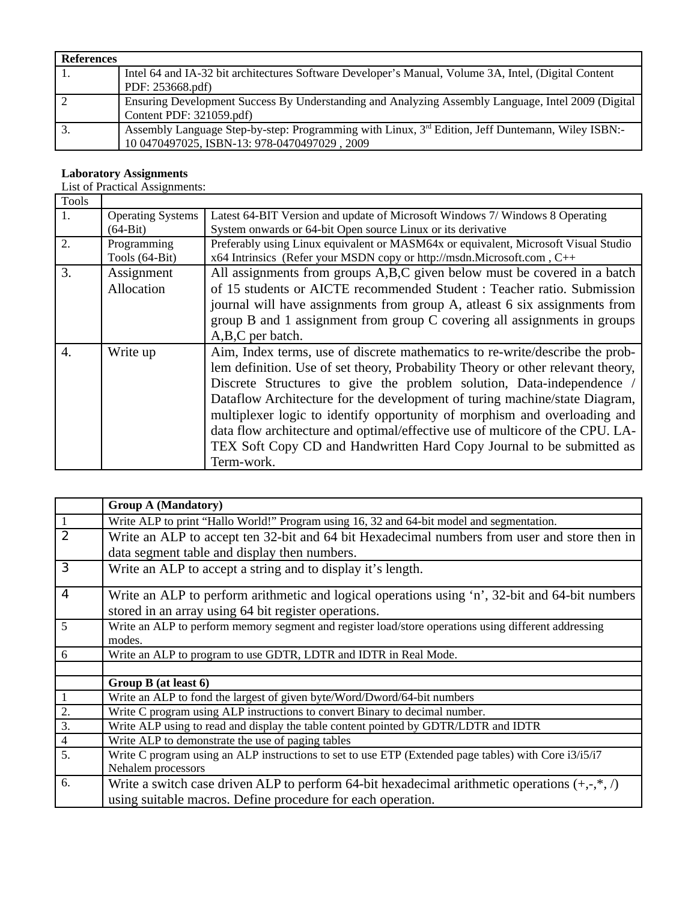| References | |
|---|---|
| 1. | Intel 64 and IA-32 bit architectures Software Developer's Manual, Volume 3A, Intel, (Digital Content PDF: 253668.pdf) |
| 2 | Ensuring Development Success By Understanding and Analyzing Assembly Language, Intel 2009 (Digital Content PDF: 321059.pdf) |
| 3. | Assembly Language Step-by-step: Programming with Linux, 3rd Edition, Jeff Duntemann, Wiley ISBN:- 10 0470497025, ISBN-13: 978-0470497029 , 2009 |

**Laboratory Assignments**

List of Practical Assignments:

| Tools | | |
|---|---|---|
| 1. | Operating Systems (64-Bit) | Latest 64-BIT Version and update of Microsoft Windows 7/ Windows 8 Operating System onwards or 64-bit Open source Linux or its derivative |
| 2. | Programming Tools (64-Bit) | Preferably using Linux equivalent or MASM64x or equivalent, Microsoft Visual Studio x64 Intrinsics (Refer your MSDN copy or http://msdn.Microsoft.com , C++ |
| 3. | Assignment Allocation | All assignments from groups A,B,C given below must be covered in a batch of 15 students or AICTE recommended Student : Teacher ratio. Submission journal will have assignments from group A, atleast 6 six assignments from group B and 1 assignment from group C covering all assignments in groups A,B,C per batch. |
| 4. | Write up | Aim, Index terms, use of discrete mathematics to re-write/describe the problem definition. Use of set theory, Probability Theory or other relevant theory, Discrete Structures to give the problem solution, Data-independence / Dataflow Architecture for the development of turing machine/state Diagram, multiplexer logic to identify opportunity of morphism and overloading and data flow architecture and optimal/effective use of multicore of the CPU. LA-TEX Soft Copy CD and Handwritten Hard Copy Journal to be submitted as Term-work. |

| | **Group A (Mandatory)** |
|---|---|
| 1 | Write ALP to print "Hallo World!" Program using 16, 32 and 64-bit model and segmentation. |
| 2 | Write an ALP to accept ten 32-bit and 64 bit Hexadecimal numbers from user and store then in data segment table and display then numbers. |
| 3 | Write an ALP to accept a string and to display it's length. |
| 4 | Write an ALP to perform arithmetic and logical operations using 'n', 32-bit and 64-bit numbers stored in an array using 64 bit register operations. |
| 5 | Write an ALP to perform memory segment and register load/store operations using different addressing modes. |
| 6 | Write an ALP to program to use GDTR, LDTR and IDTR in Real Mode. |
| | |
| | **Group B (at least 6)** |
| 1 | Write an ALP to fond the largest of given byte/Word/Dword/64-bit numbers |
| 2. | Write C program using ALP instructions to convert Binary to decimal number. |
| 3. | Write ALP using to read and display the table content pointed by GDTR/LDTR and IDTR |
| 4 | Write ALP to demonstrate the use of paging tables |
| 5. | Write C program using an ALP instructions to set to use ETP (Extended page tables) with Core i3/i5/i7 Nehalem processors |
| 6. | Write a switch case driven ALP to perform 64-bit hexadecimal arithmetic operations (+,-,*, /) using suitable macros. Define procedure for each operation. |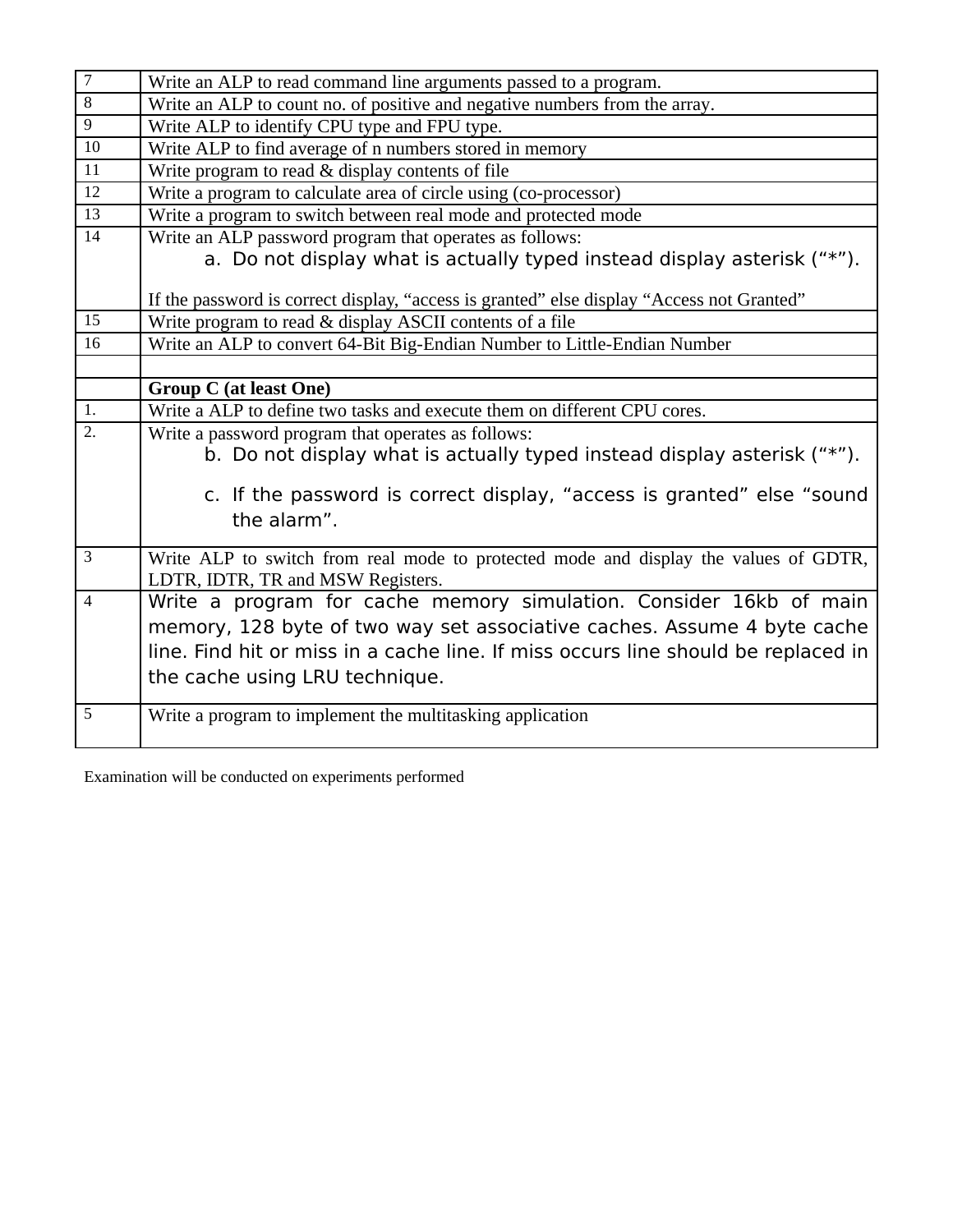| 7 | Write an ALP to read command line arguments passed to a program. |
|---|---|
| 8 | Write an ALP to count no. of positive and negative numbers from the array. |
| 9 | Write ALP to identify CPU type and FPU type. |
| 10 | Write ALP to find average of n numbers stored in memory |
| 11 | Write program to read & display contents of file |
| 12 | Write a program to calculate area of circle using (co-processor) |
| 13 | Write a program to switch between real mode and protected mode |
| 14 | Write an ALP password program that operates as follows:<br>a. Do not display what is actually typed instead display asterisk (“*”).<br><br>If the password is correct display, “access is granted” else display “Access not Granted” |
| 15 | Write program to read & display ASCII contents of a file |
| 16 | Write an ALP to convert 64-Bit Big-Endian Number to Little-Endian Number |
| | |
| | **Group C (at least One)** |
| 1. | Write a ALP to define two tasks and execute them on different CPU cores. |
| 2. | Write a password program that operates as follows:<br>b. Do not display what is actually typed instead display asterisk (“*”).<br>c. If the password is correct display, “access is granted” else “sound the alarm”. |
| 3 | Write ALP to switch from real mode to protected mode and display the values of GDTR, LDTR, IDTR, TR and MSW Registers. |
| 4 | Write a program for cache memory simulation. Consider 16kb of main memory, 128 byte of two way set associative caches. Assume 4 byte cache line. Find hit or miss in a cache line. If miss occurs line should be replaced in the cache using LRU technique. |
| 5 | Write a program to implement the multitasking application |

Examination will be conducted on experiments performed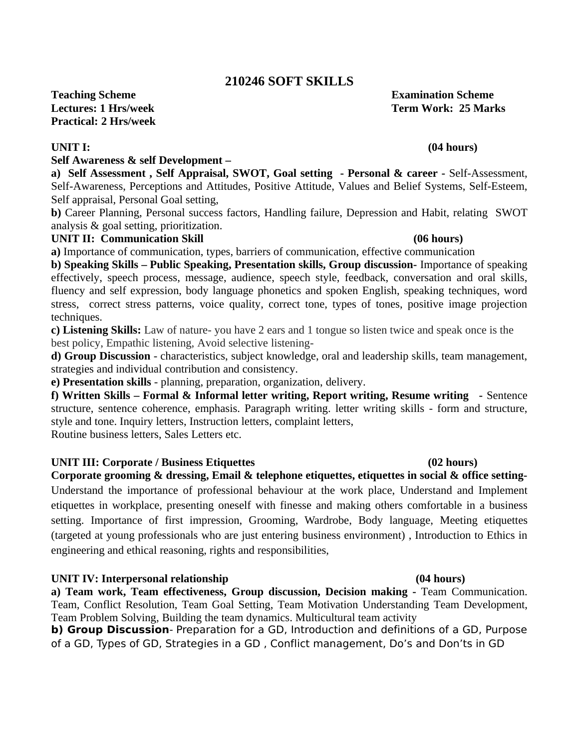# 210246 SOFT SKILLS

| **Teaching Scheme** | **Examination Scheme** |
|---|---|
| **Lectures: 1 Hrs/week** | **Term Work: 25 Marks** |
| **Practical: 2 Hrs/week** | |

**UNIT I:** **(04 hours)**

**Self Awareness & self Development –**

**a) Self Assessment , Self Appraisal, SWOT, Goal setting - Personal & career -** Self-Assessment, Self-Awareness, Perceptions and Attitudes, Positive Attitude, Values and Belief Systems, Self-Esteem, Self appraisal, Personal Goal setting,

**b)** Career Planning, Personal success factors, Handling failure, Depression and Habit, relating SWOT analysis & goal setting, prioritization.

**UNIT II: Communication Skill** **(06 hours)**

**a)** Importance of communication, types, barriers of communication, effective communication

**b) Speaking Skills – Public Speaking, Presentation skills, Group discussion-** Importance of speaking effectively, speech process, message, audience, speech style, feedback, conversation and oral skills, fluency and self expression, body language phonetics and spoken English, speaking techniques, word stress, correct stress patterns, voice quality, correct tone, types of tones, positive image projection techniques.

**c) Listening Skills:** Law of nature- you have 2 ears and 1 tongue so listen twice and speak once is the best policy, Empathic listening, Avoid selective listening-

**d) Group Discussion** - characteristics, subject knowledge, oral and leadership skills, team management, strategies and individual contribution and consistency.

**e) Presentation skills** - planning, preparation, organization, delivery.

**f) Written Skills – Formal & Informal letter writing, Report writing, Resume writing -** Sentence structure, sentence coherence, emphasis. Paragraph writing. letter writing skills - form and structure, style and tone. Inquiry letters, Instruction letters, complaint letters,
Routine business letters, Sales Letters etc.

**UNIT III: Corporate / Business Etiquettes** **(02 hours)**

**Corporate grooming & dressing, Email & telephone etiquettes, etiquettes in social & office setting-** Understand the importance of professional behaviour at the work place, Understand and Implement etiquettes in workplace, presenting oneself with finesse and making others comfortable in a business setting. Importance of first impression, Grooming, Wardrobe, Body language, Meeting etiquettes (targeted at young professionals who are just entering business environment) , Introduction to Ethics in engineering and ethical reasoning, rights and responsibilities,

**UNIT IV: Interpersonal relationship** **(04 hours)**

**a) Team work, Team effectiveness, Group discussion, Decision making -** Team Communication. Team, Conflict Resolution, Team Goal Setting, Team Motivation Understanding Team Development, Team Problem Solving, Building the team dynamics. Multicultural team activity

**b) Group Discussion**- Preparation for a GD, Introduction and definitions of a GD, Purpose of a GD, Types of GD, Strategies in a GD , Conflict management, Do's and Don'ts in GD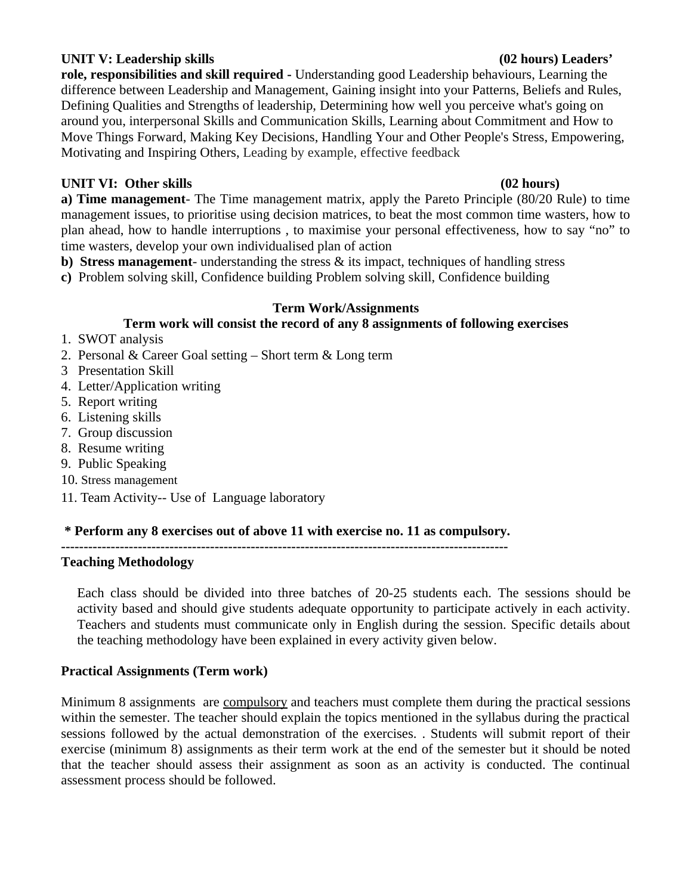**UNIT V: Leadership skills (02 hours) Leaders' role, responsibilities and skill required -** Understanding good Leadership behaviours, Learning the difference between Leadership and Management, Gaining insight into your Patterns, Beliefs and Rules, Defining Qualities and Strengths of leadership, Determining how well you perceive what's going on around you, interpersonal Skills and Communication Skills, Learning about Commitment and How to Move Things Forward, Making Key Decisions, Handling Your and Other People's Stress, Empowering, Motivating and Inspiring Others, Leading by example, effective feedback

**UNIT VI: Other skills (02 hours)**

**a) Time management**- The Time management matrix, apply the Pareto Principle (80/20 Rule) to time management issues, to prioritise using decision matrices, to beat the most common time wasters, how to plan ahead, how to handle interruptions , to maximise your personal effectiveness, how to say "no" to time wasters, develop your own individualised plan of action

**b) Stress management**- understanding the stress & its impact, techniques of handling stress

**c)** Problem solving skill, Confidence building Problem solving skill, Confidence building

**Term Work/Assignments**

**Term work will consist the record of any 8 assignments of following exercises**

1. SWOT analysis
2. Personal & Career Goal setting – Short term & Long term
3. Presentation Skill
4. Letter/Application writing
5. Report writing
6. Listening skills
7. Group discussion
8. Resume writing
9. Public Speaking
10. Stress management
11. Team Activity-- Use of Language laboratory

**\* Perform any 8 exercises out of above 11 with exercise no. 11 as compulsory.**

---

**Teaching Methodology**

Each class should be divided into three batches of 20-25 students each. The sessions should be activity based and should give students adequate opportunity to participate actively in each activity. Teachers and students must communicate only in English during the session. Specific details about the teaching methodology have been explained in every activity given below.

**Practical Assignments (Term work)**

Minimum 8 assignments are <u>compulsory</u> and teachers must complete them during the practical sessions within the semester. The teacher should explain the topics mentioned in the syllabus during the practical sessions followed by the actual demonstration of the exercises. . Students will submit report of their exercise (minimum 8) assignments as their term work at the end of the semester but it should be noted that the teacher should assess their assignment as soon as an activity is conducted. The continual assessment process should be followed.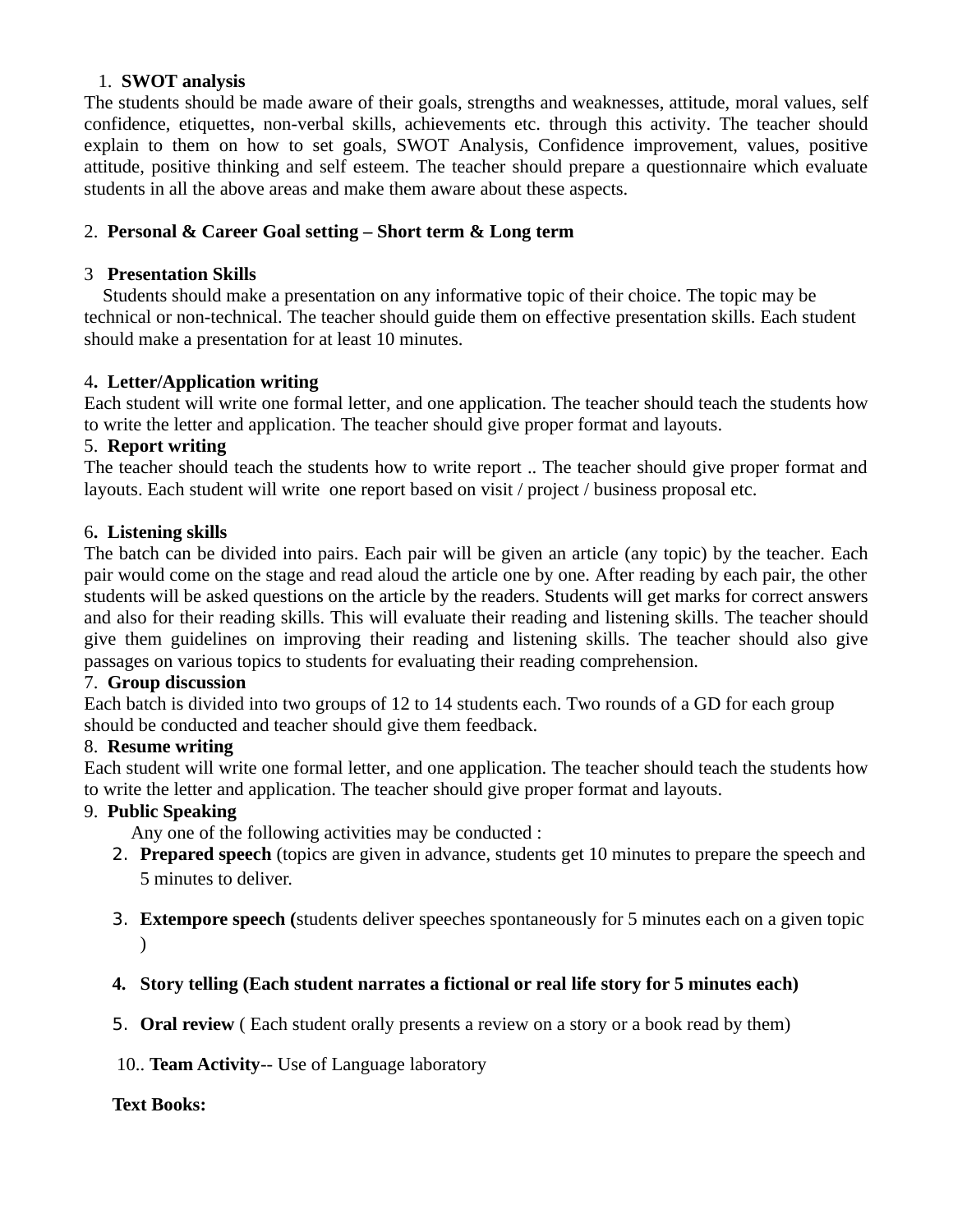1. **SWOT analysis**

The students should be made aware of their goals, strengths and weaknesses, attitude, moral values, self confidence, etiquettes, non-verbal skills, achievements etc. through this activity. The teacher should explain to them on how to set goals, SWOT Analysis, Confidence improvement, values, positive attitude, positive thinking and self esteem. The teacher should prepare a questionnaire which evaluate students in all the above areas and make them aware about these aspects.

2. **Personal & Career Goal setting – Short term & Long term**

3 **Presentation Skills**

Students should make a presentation on any informative topic of their choice. The topic may be technical or non-technical. The teacher should guide them on effective presentation skills. Each student should make a presentation for at least 10 minutes.

4**. Letter/Application writing**

Each student will write one formal letter, and one application. The teacher should teach the students how to write the letter and application. The teacher should give proper format and layouts.

5. **Report writing**

The teacher should teach the students how to write report .. The teacher should give proper format and layouts. Each student will write one report based on visit / project / business proposal etc.

6**. Listening skills**

The batch can be divided into pairs. Each pair will be given an article (any topic) by the teacher. Each pair would come on the stage and read aloud the article one by one. After reading by each pair, the other students will be asked questions on the article by the readers. Students will get marks for correct answers and also for their reading skills. This will evaluate their reading and listening skills. The teacher should give them guidelines on improving their reading and listening skills. The teacher should also give passages on various topics to students for evaluating their reading comprehension.

7. **Group discussion**

Each batch is divided into two groups of 12 to 14 students each. Two rounds of a GD for each group should be conducted and teacher should give them feedback.

8. **Resume writing**

Each student will write one formal letter, and one application. The teacher should teach the students how to write the letter and application. The teacher should give proper format and layouts.

9. **Public Speaking**

Any one of the following activities may be conducted :

2. **Prepared speech** (topics are given in advance, students get 10 minutes to prepare the speech and 5 minutes to deliver.
3. **Extempore speech (**students deliver speeches spontaneously for 5 minutes each on a given topic )
4. **Story telling (Each student narrates a fictional or real life story for 5 minutes each)**
5. **Oral review** ( Each student orally presents a review on a story or a book read by them)

10.. **Team Activity**-- Use of Language laboratory

**Text Books:**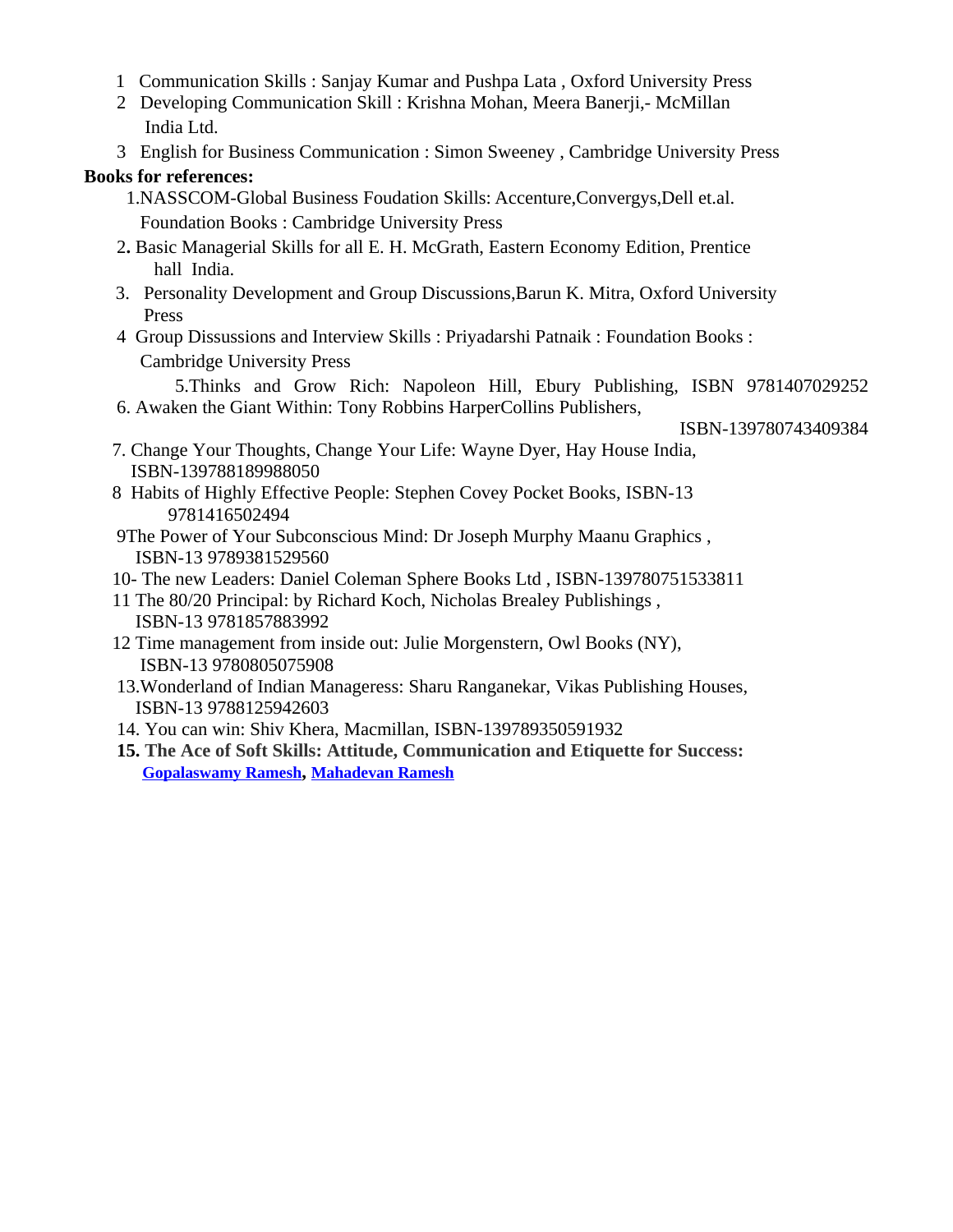1. Communication Skills : Sanjay Kumar and Pushpa Lata , Oxford University Press
2. Developing Communication Skill : Krishna Mohan, Meera Banerji,- McMillan India Ltd.
3. English for Business Communication : Simon Sweeney , Cambridge University Press

**Books for references:**

1. NASSCOM-Global Business Foudation Skills: Accenture,Convergys,Dell et.al. Foundation Books : Cambridge University Press
2. Basic Managerial Skills for all E. H. McGrath, Eastern Economy Edition, Prentice hall India.
3. Personality Development and Group Discussions,Barun K. Mitra, Oxford University Press
4. Group Dissussions and Interview Skills : Priyadarshi Patnaik : Foundation Books : Cambridge University Press
5. Thinks and Grow Rich: Napoleon Hill, Ebury Publishing, ISBN 9781407029252
6. Awaken the Giant Within: Tony Robbins HarperCollins Publishers, ISBN-139780743409384
7. Change Your Thoughts, Change Your Life: Wayne Dyer, Hay House India, ISBN-139788189988050
8. Habits of Highly Effective People: Stephen Covey Pocket Books, ISBN-13 9781416502494
9. The Power of Your Subconscious Mind: Dr Joseph Murphy Maanu Graphics , ISBN-13 9789381529560
10. The new Leaders: Daniel Coleman Sphere Books Ltd , ISBN-139780751533811
11. The 80/20 Principal: by Richard Koch, Nicholas Brealey Publishings , ISBN-13 9781857883992
12. Time management from inside out: Julie Morgenstern, Owl Books (NY), ISBN-13 9780805075908
13. Wonderland of Indian Manageress: Sharu Ranganekar, Vikas Publishing Houses, ISBN-13 9788125942603
14. You can win: Shiv Khera, Macmillan, ISBN-139789350591932
15. **The Ace of Soft Skills: Attitude, Communication and Etiquette for Success: Gopalaswamy Ramesh, Mahadevan Ramesh**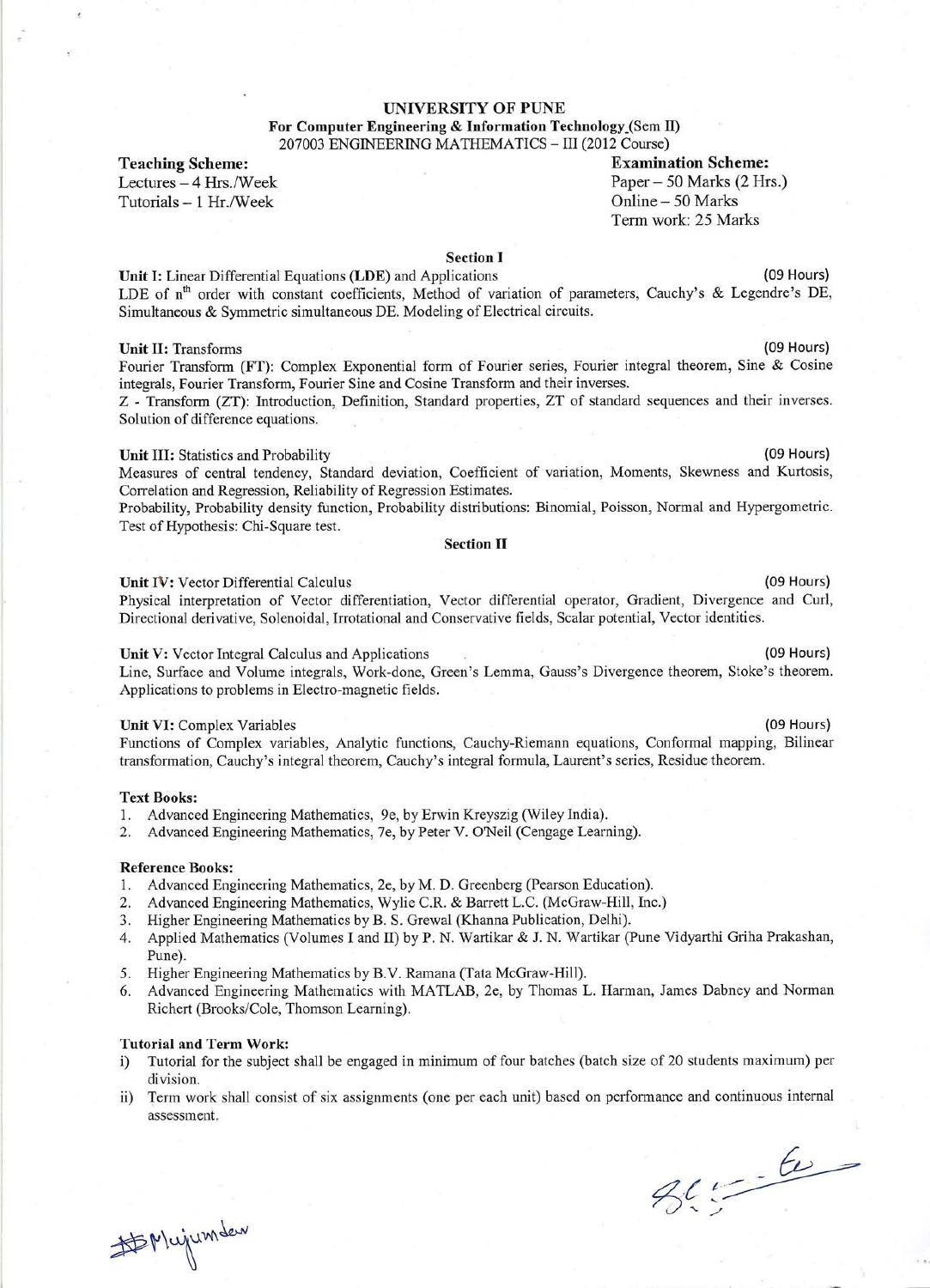# UNIVERSITY OF PUNE

**For Computer Engineering & Information Technology (Sem II)**

207003 ENGINEERING MATHEMATICS – III (2012 Course)

**Teaching Scheme:**
Lectures – 4 Hrs./Week
Tutorials – 1 Hr./Week

**Examination Scheme:**
Paper – 50 Marks (2 Hrs.)
Online – 50 Marks
Term work: 25 Marks

## Section I

**Unit I:** Linear Differential Equations **(LDE)** and Applications (09 Hours)

LDE of $n^{th}$ order with constant coefficients, Method of variation of parameters, Cauchy's & Legendre's DE, Simultaneous & Symmetric simultaneous DE. Modeling of Electrical circuits.

**Unit II:** Transforms (09 Hours)

Fourier Transform (FT): Complex Exponential form of Fourier series, Fourier integral theorem, Sine & Cosine integrals, Fourier Transform, Fourier Sine and Cosine Transform and their inverses.

Z - Transform (ZT): Introduction, Definition, Standard properties, ZT of standard sequences and their inverses. Solution of difference equations.

**Unit III:** Statistics and Probability (09 Hours)

Measures of central tendency, Standard deviation, Coefficient of variation, Moments, Skewness and Kurtosis, Correlation and Regression, Reliability of Regression Estimates.

Probability, Probability density function, Probability distributions: Binomial, Poisson, Normal and Hypergometric. Test of Hypothesis: Chi-Square test.

## Section II

**Unit IV:** Vector Differential Calculus (09 Hours)

Physical interpretation of Vector differentiation, Vector differential operator, Gradient, Divergence and Curl, Directional derivative, Solenoidal, Irrotational and Conservative fields, Scalar potential, Vector identities.

**Unit V:** Vector Integral Calculus and Applications (09 Hours)

Line, Surface and Volume integrals, Work-done, Green's Lemma, Gauss's Divergence theorem, Stoke's theorem. Applications to problems in Electro-magnetic fields.

**Unit VI:** Complex Variables (09 Hours)

Functions of Complex variables, Analytic functions, Cauchy-Riemann equations, Conformal mapping, Bilinear transformation, Cauchy's integral theorem, Cauchy's integral formula, Laurent's series, Residue theorem.

**Text Books:**

1. Advanced Engineering Mathematics, 9e, by Erwin Kreyszig (Wiley India).
2. Advanced Engineering Mathematics, 7e, by Peter V. O'Neil (Cengage Learning).

**Reference Books:**

1. Advanced Engineering Mathematics, 2e, by M. D. Greenberg (Pearson Education).
2. Advanced Engineering Mathematics, Wylie C.R. & Barrett L.C. (McGraw-Hill, Inc.)
3. Higher Engineering Mathematics by B. S. Grewal (Khanna Publication, Delhi).
4. Applied Mathematics (Volumes I and II) by P. N. Wartikar & J. N. Wartikar (Pune Vidyarthi Griha Prakashan, Pune).
5. Higher Engineering Mathematics by B.V. Ramana (Tata McGraw-Hill).
6. Advanced Engineering Mathematics with MATLAB, 2e, by Thomas L. Harman, James Dabney and Norman Richert (Brooks/Cole, Thomson Learning).

**Tutorial and Term Work:**

i) Tutorial for the subject shall be engaged in minimum of four batches (batch size of 20 students maximum) per division.

ii) Term work shall consist of six assignments (one per each unit) based on performance and continuous internal assessment.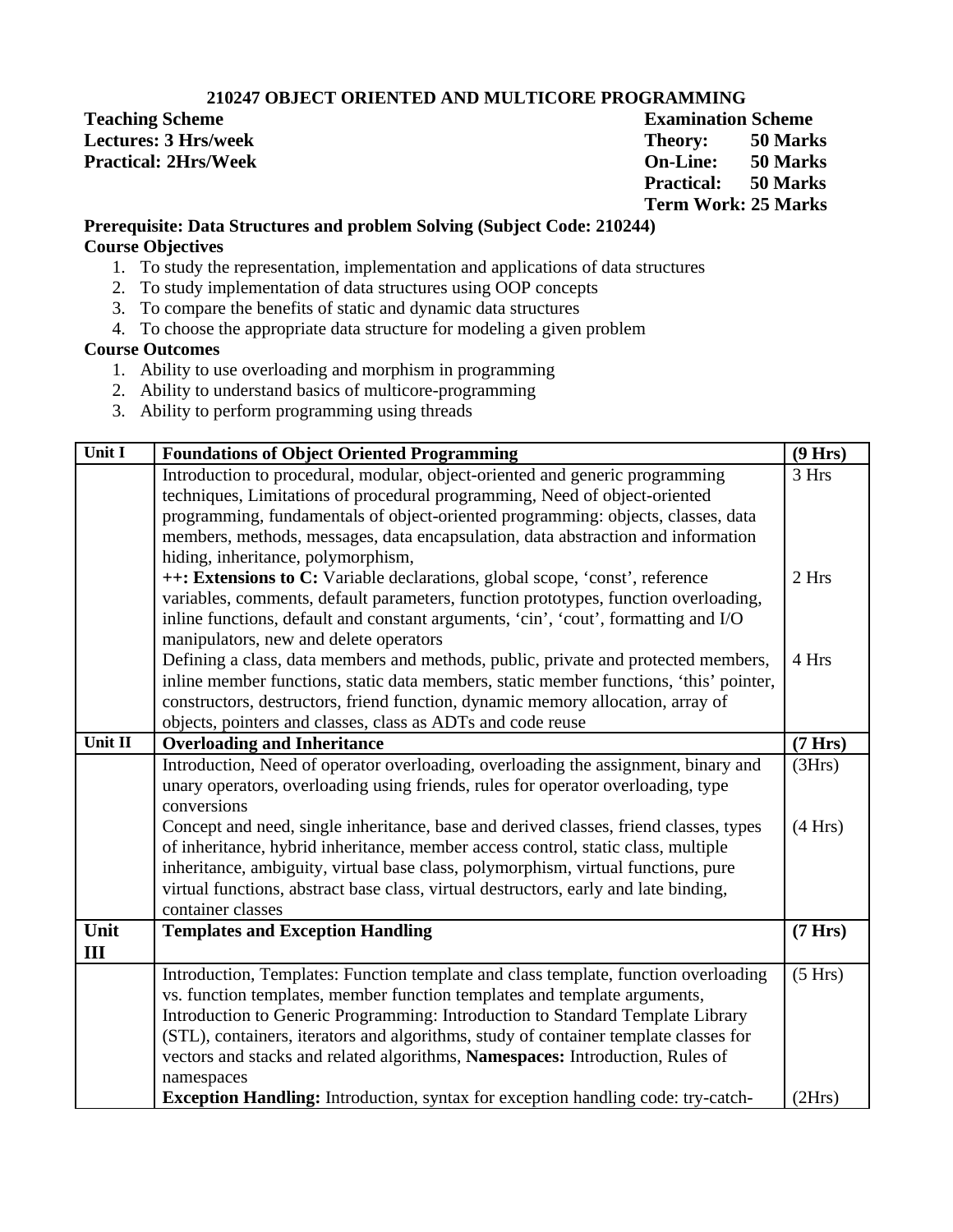## 210247 OBJECT ORIENTED AND MULTICORE PROGRAMMING

| **Teaching Scheme** | **Examination Scheme** |
|---|---|
| **Lectures: 3 Hrs/week** | **Theory: 50 Marks** |
| **Practical: 2Hrs/Week** | **On-Line: 50 Marks** |
| | **Practical: 50 Marks** |
| | **Term Work: 25 Marks** |

**Prerequisite: Data Structures and problem Solving (Subject Code: 210244)**

**Course Objectives**

1. To study the representation, implementation and applications of data structures
2. To study implementation of data structures using OOP concepts
3. To compare the benefits of static and dynamic data structures
4. To choose the appropriate data structure for modeling a given problem

**Course Outcomes**

1. Ability to use overloading and morphism in programming
2. Ability to understand basics of multicore-programming
3. Ability to perform programming using threads

| **Unit I** | **Foundations of Object Oriented Programming** | **(9 Hrs)** |
|---|---|---|
| | Introduction to procedural, modular, object-oriented and generic programming techniques, Limitations of procedural programming, Need of object-oriented programming, fundamentals of object-oriented programming: objects, classes, data members, methods, messages, data encapsulation, data abstraction and information hiding, inheritance, polymorphism, | 3 Hrs |
| | **++: Extensions to C:** Variable declarations, global scope, 'const', reference variables, comments, default parameters, function prototypes, function overloading, inline functions, default and constant arguments, 'cin', 'cout', formatting and I/O manipulators, new and delete operators | 2 Hrs |
| | Defining a class, data members and methods, public, private and protected members, inline member functions, static data members, static member functions, 'this' pointer, constructors, destructors, friend function, dynamic memory allocation, array of objects, pointers and classes, class as ADTs and code reuse | 4 Hrs |
| **Unit II** | **Overloading and Inheritance** | **(7 Hrs)** |
| | Introduction, Need of operator overloading, overloading the assignment, binary and unary operators, overloading using friends, rules for operator overloading, type conversions | (3Hrs) |
| | Concept and need, single inheritance, base and derived classes, friend classes, types of inheritance, hybrid inheritance, member access control, static class, multiple inheritance, ambiguity, virtual base class, polymorphism, virtual functions, pure virtual functions, abstract base class, virtual destructors, early and late binding, container classes | (4 Hrs) |
| **Unit III** | **Templates and Exception Handling** | **(7 Hrs)** |
| | Introduction, Templates: Function template and class template, function overloading vs. function templates, member function templates and template arguments, Introduction to Generic Programming: Introduction to Standard Template Library (STL), containers, iterators and algorithms, study of container template classes for vectors and stacks and related algorithms, **Namespaces:** Introduction, Rules of namespaces | (5 Hrs) |
| | **Exception Handling:** Introduction, syntax for exception handling code: try-catch- | (2Hrs) |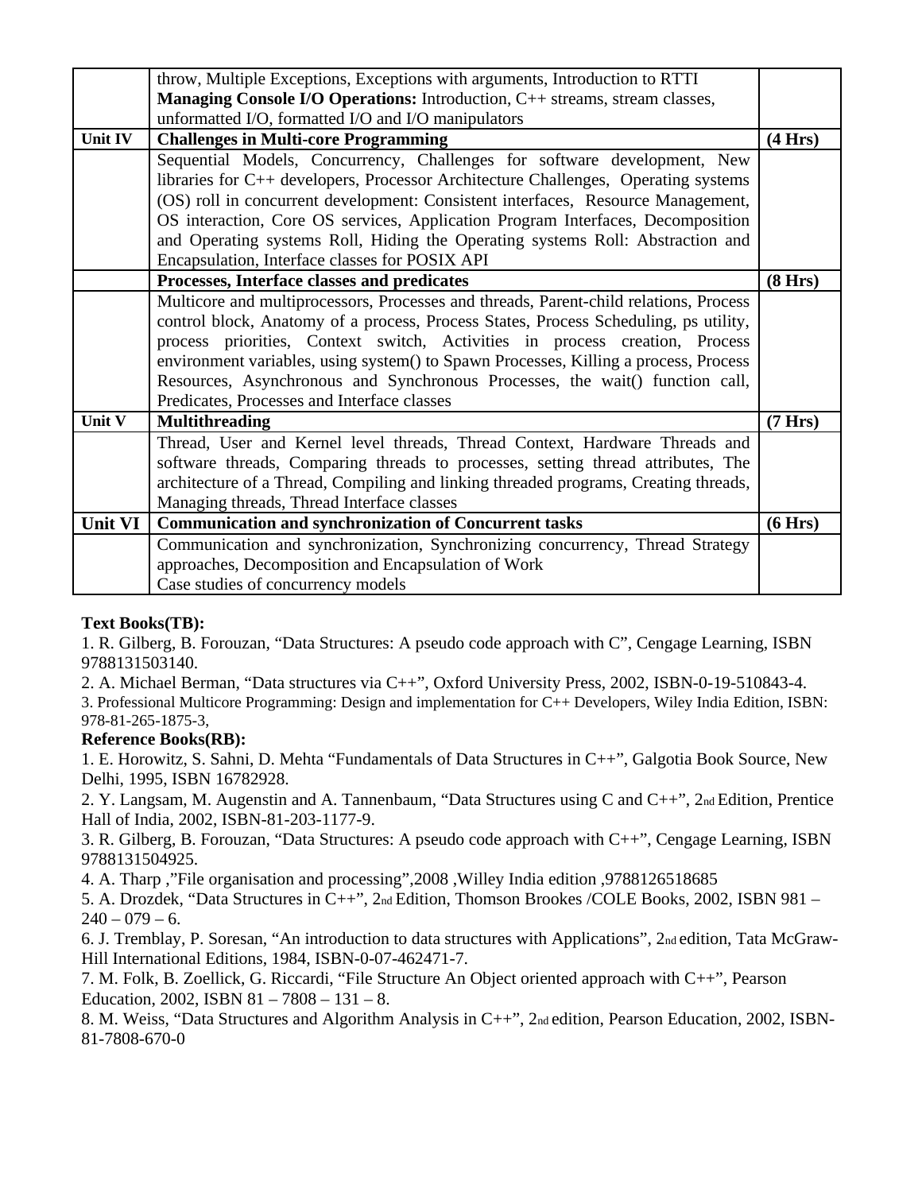| | | |
|---|---|---|
| | throw, Multiple Exceptions, Exceptions with arguments, Introduction to RTTI **Managing Console I/O Operations:** Introduction, C++ streams, stream classes, unformatted I/O, formatted I/O and I/O manipulators | |
| **Unit IV** | **Challenges in Multi-core Programming** | **(4 Hrs)** |
| | Sequential Models, Concurrency, Challenges for software development, New libraries for C++ developers, Processor Architecture Challenges, Operating systems (OS) roll in concurrent development: Consistent interfaces, Resource Management, OS interaction, Core OS services, Application Program Interfaces, Decomposition and Operating systems Roll, Hiding the Operating systems Roll: Abstraction and Encapsulation, Interface classes for POSIX API | |
| | **Processes, Interface classes and predicates** | **(8 Hrs)** |
| | Multicore and multiprocessors, Processes and threads, Parent-child relations, Process control block, Anatomy of a process, Process States, Process Scheduling, ps utility, process priorities, Context switch, Activities in process creation, Process environment variables, using system() to Spawn Processes, Killing a process, Process Resources, Asynchronous and Synchronous Processes, the wait() function call, Predicates, Processes and Interface classes | |
| **Unit V** | **Multithreading** | **(7 Hrs)** |
| | Thread, User and Kernel level threads, Thread Context, Hardware Threads and software threads, Comparing threads to processes, setting thread attributes, The architecture of a Thread, Compiling and linking threaded programs, Creating threads, Managing threads, Thread Interface classes | |
| **Unit VI** | **Communication and synchronization of Concurrent tasks** | **(6 Hrs)** |
| | Communication and synchronization, Synchronizing concurrency, Thread Strategy approaches, Decomposition and Encapsulation of Work<br>Case studies of concurrency models | |

**Text Books(TB):**

1. R. Gilberg, B. Forouzan, "Data Structures: A pseudo code approach with C", Cengage Learning, ISBN 9788131503140.
2. A. Michael Berman, "Data structures via C++", Oxford University Press, 2002, ISBN-0-19-510843-4.
3. Professional Multicore Programming: Design and implementation for C++ Developers, Wiley India Edition, ISBN: 978-81-265-1875-3,

**Reference Books(RB):**

1. E. Horowitz, S. Sahni, D. Mehta "Fundamentals of Data Structures in C++", Galgotia Book Source, New Delhi, 1995, ISBN 16782928.
2. Y. Langsam, M. Augenstin and A. Tannenbaum, "Data Structures using C and C++", 2nd Edition, Prentice Hall of India, 2002, ISBN-81-203-1177-9.
3. R. Gilberg, B. Forouzan, "Data Structures: A pseudo code approach with C++", Cengage Learning, ISBN 9788131504925.
4. A. Tharp ,"File organisation and processing",2008 ,Willey India edition ,9788126518685
5. A. Drozdek, "Data Structures in C++", 2nd Edition, Thomson Brookes /COLE Books, 2002, ISBN 981 – 240 – 079 – 6.
6. J. Tremblay, P. Soresan, "An introduction to data structures with Applications", 2nd edition, Tata McGraw-Hill International Editions, 1984, ISBN-0-07-462471-7.
7. M. Folk, B. Zoellick, G. Riccardi, "File Structure An Object oriented approach with C++", Pearson Education, 2002, ISBN 81 – 7808 – 131 – 8.
8. M. Weiss, "Data Structures and Algorithm Analysis in C++", 2nd edition, Pearson Education, 2002, ISBN-81-7808-670-0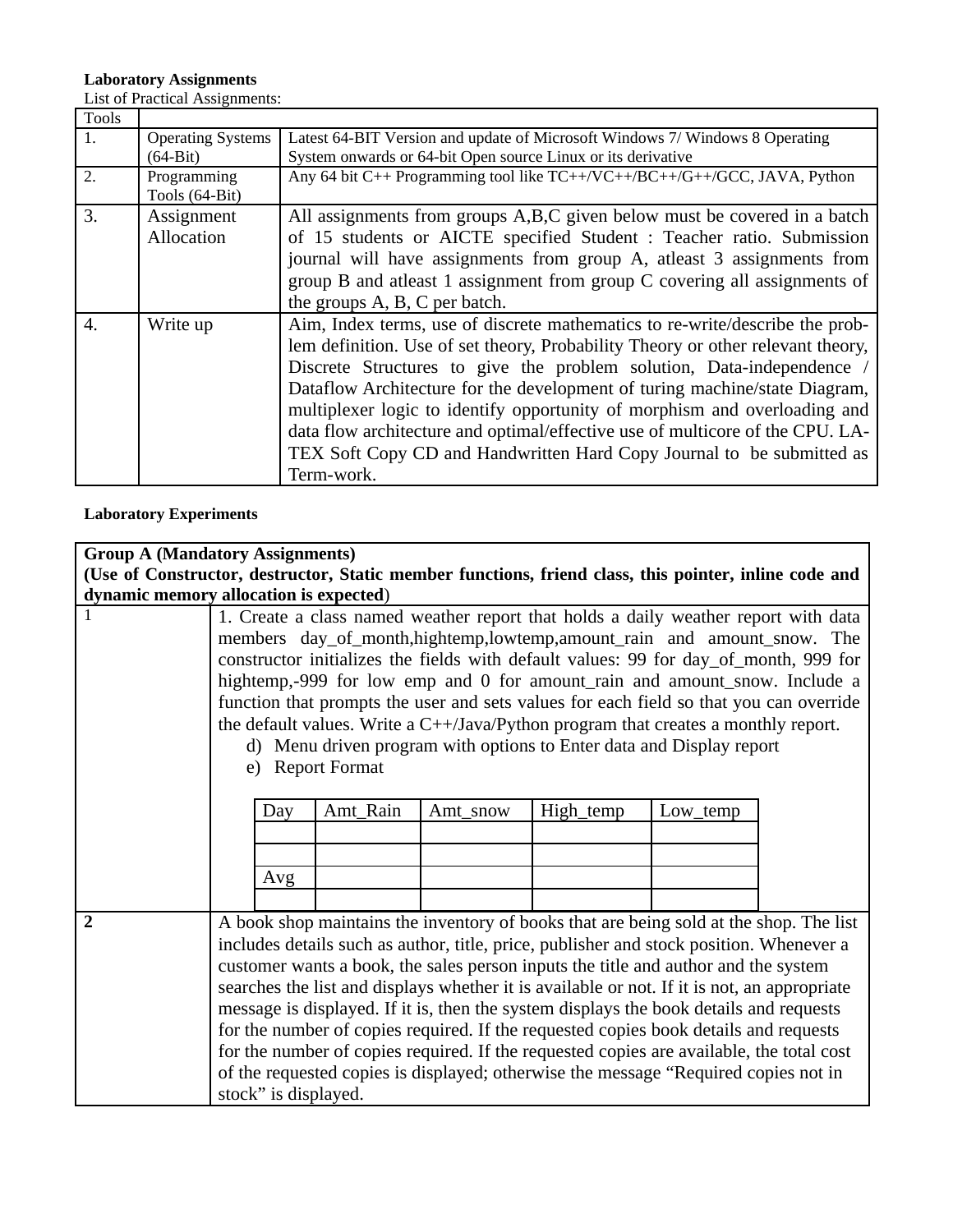**Laboratory Assignments**

List of Practical Assignments:

| Tools | | |
|---|---|---|
| 1. | Operating Systems (64-Bit) | Latest 64-BIT Version and update of Microsoft Windows 7/ Windows 8 Operating System onwards or 64-bit Open source Linux or its derivative |
| 2. | Programming Tools (64-Bit) | Any 64 bit C++ Programming tool like TC++/VC++/BC++/G++/GCC, JAVA, Python |
| 3. | Assignment Allocation | All assignments from groups A,B,C given below must be covered in a batch of 15 students or AICTE specified Student : Teacher ratio. Submission journal will have assignments from group A, atleast 3 assignments from group B and atleast 1 assignment from group C covering all assignments of the groups A, B, C per batch. |
| 4. | Write up | Aim, Index terms, use of discrete mathematics to re-write/describe the problem definition. Use of set theory, Probability Theory or other relevant theory, Discrete Structures to give the problem solution, Data-independence / Dataflow Architecture for the development of turing machine/state Diagram, multiplexer logic to identify opportunity of morphism and overloading and data flow architecture and optimal/effective use of multicore of the CPU. LATEX Soft Copy CD and Handwritten Hard Copy Journal to be submitted as Term-work. |

**Laboratory Experiments**

**Group A (Mandatory Assignments)**
**(Use of Constructor, destructor, Static member functions, friend class, this pointer, inline code and dynamic memory allocation is expected)**

**1**

1. Create a class named weather report that holds a daily weather report with data members day_of_month,hightemp,lowtemp,amount_rain and amount_snow. The constructor initializes the fields with default values: 99 for day_of_month, 999 for hightemp,-999 for low emp and 0 for amount_rain and amount_snow. Include a function that prompts the user and sets values for each field so that you can override the default values. Write a C++/Java/Python program that creates a monthly report.

d) Menu driven program with options to Enter data and Display report
e) Report Format

| Day | Amt_Rain | Amt_snow | High_temp | Low_temp |
|---|---|---|---|---|
| | | | | |
| | | | | |
| Avg | | | | |
| | | | | |

**2**

A book shop maintains the inventory of books that are being sold at the shop. The list includes details such as author, title, price, publisher and stock position. Whenever a customer wants a book, the sales person inputs the title and author and the system searches the list and displays whether it is available or not. If it is not, an appropriate message is displayed. If it is, then the system displays the book details and requests for the number of copies required. If the requested copies book details and requests for the number of copies required. If the requested copies are available, the total cost of the requested copies is displayed; otherwise the message "Required copies not in stock" is displayed.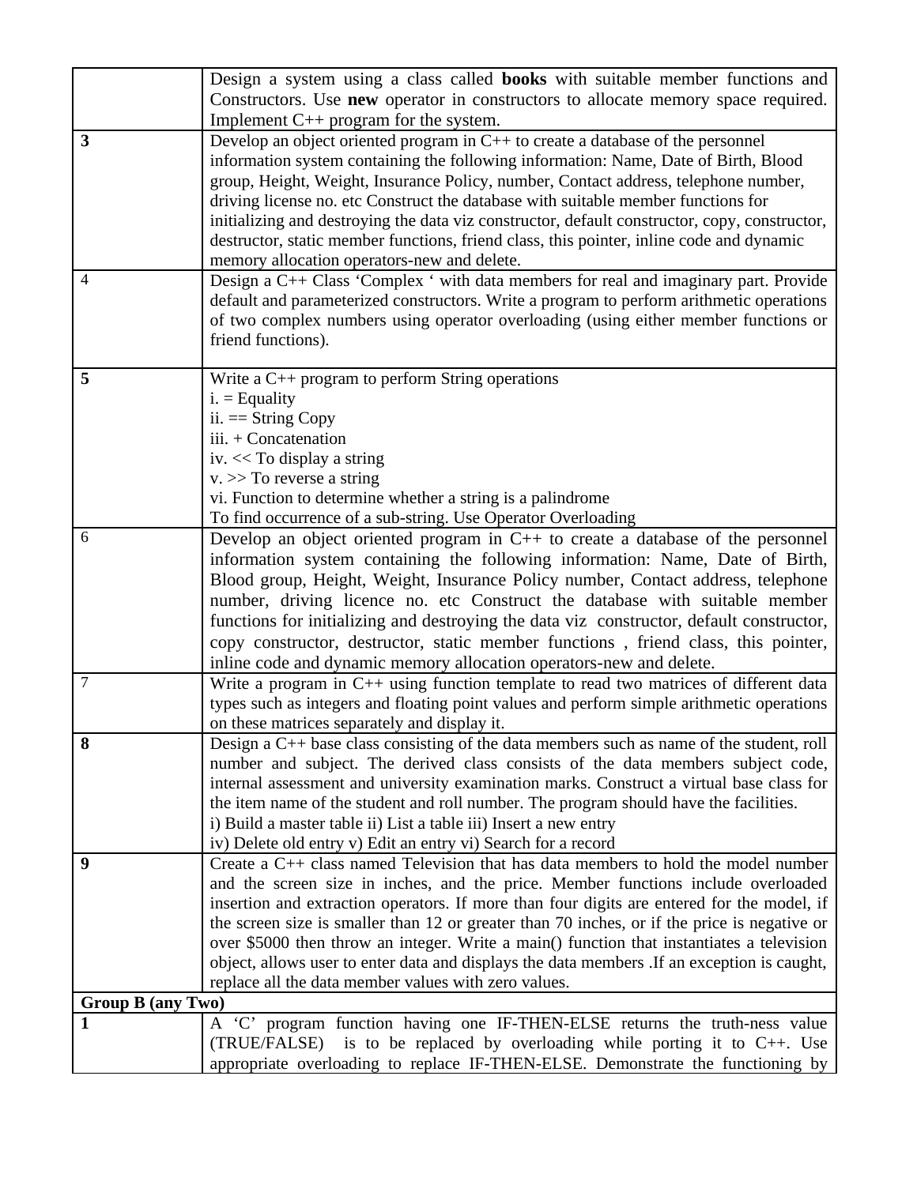| | |
|---|---|
| | Design a system using a class called **books** with suitable member functions and Constructors. Use **new** operator in constructors to allocate memory space required. Implement C++ program for the system. |
| **3** | Develop an object oriented program in C++ to create a database of the personnel information system containing the following information: Name, Date of Birth, Blood group, Height, Weight, Insurance Policy, number, Contact address, telephone number, driving license no. etc Construct the database with suitable member functions for initializing and destroying the data viz constructor, default constructor, copy, constructor, destructor, static member functions, friend class, this pointer, inline code and dynamic memory allocation operators-new and delete. |
| 4 | Design a C++ Class 'Complex ' with data members for real and imaginary part. Provide default and parameterized constructors. Write a program to perform arithmetic operations of two complex numbers using operator overloading (using either member functions or friend functions). |
| **5** | Write a C++ program to perform String operations<br>i. = Equality<br>ii. == String Copy<br>iii. + Concatenation<br>iv. << To display a string<br>v. >> To reverse a string<br>vi. Function to determine whether a string is a palindrome<br>To find occurrence of a sub-string. Use Operator Overloading |
| 6 | Develop an object oriented program in C++ to create a database of the personnel information system containing the following information: Name, Date of Birth, Blood group, Height, Weight, Insurance Policy number, Contact address, telephone number, driving licence no. etc Construct the database with suitable member functions for initializing and destroying the data viz constructor, default constructor, copy constructor, destructor, static member functions , friend class, this pointer, inline code and dynamic memory allocation operators-new and delete. |
| 7 | Write a program in C++ using function template to read two matrices of different data types such as integers and floating point values and perform simple arithmetic operations on these matrices separately and display it. |
| **8** | Design a C++ base class consisting of the data members such as name of the student, roll number and subject. The derived class consists of the data members subject code, internal assessment and university examination marks. Construct a virtual base class for the item name of the student and roll number. The program should have the facilities.<br>i) Build a master table ii) List a table iii) Insert a new entry<br>iv) Delete old entry v) Edit an entry vi) Search for a record |
| **9** | Create a C++ class named Television that has data members to hold the model number and the screen size in inches, and the price. Member functions include overloaded insertion and extraction operators. If more than four digits are entered for the model, if the screen size is smaller than 12 or greater than 70 inches, or if the price is negative or over $5000 then throw an integer. Write a main() function that instantiates a television object, allows user to enter data and displays the data members .If an exception is caught, replace all the data member values with zero values. |
| **Group B (any Two)** | |
| **1** | A 'C' program function having one IF-THEN-ELSE returns the truth-ness value (TRUE/FALSE) is to be replaced by overloading while porting it to C++. Use appropriate overloading to replace IF-THEN-ELSE. Demonstrate the functioning by |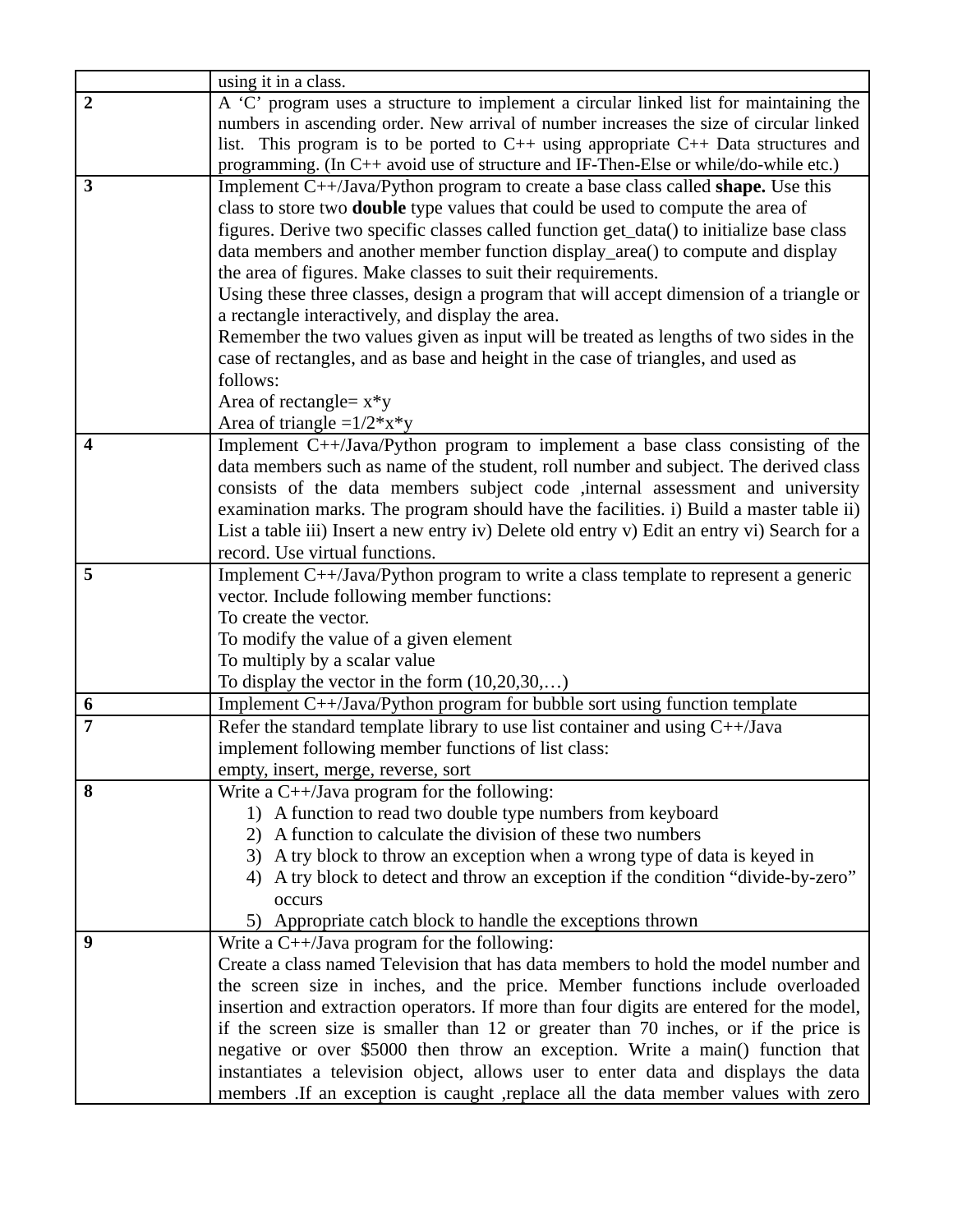| | |
|---|---|
| | using it in a class. |
| **2** | A 'C' program uses a structure to implement a circular linked list for maintaining the numbers in ascending order. New arrival of number increases the size of circular linked list. This program is to be ported to C++ using appropriate C++ Data structures and programming. (In C++ avoid use of structure and IF-Then-Else or while/do-while etc.) |
| **3** | Implement C++/Java/Python program to create a base class called **shape.** Use this class to store two **double** type values that could be used to compute the area of figures. Derive two specific classes called function get_data() to initialize base class data members and another member function display_area() to compute and display the area of figures. Make classes to suit their requirements.<br>Using these three classes, design a program that will accept dimension of a triangle or a rectangle interactively, and display the area.<br>Remember the two values given as input will be treated as lengths of two sides in the case of rectangles, and as base and height in the case of triangles, and used as follows:<br>Area of rectangle= x*y<br>Area of triangle =1/2*x*y |
| **4** | Implement C++/Java/Python program to implement a base class consisting of the data members such as name of the student, roll number and subject. The derived class consists of the data members subject code ,internal assessment and university examination marks. The program should have the facilities. i) Build a master table ii) List a table iii) Insert a new entry iv) Delete old entry v) Edit an entry vi) Search for a record. Use virtual functions. |
| **5** | Implement C++/Java/Python program to write a class template to represent a generic vector. Include following member functions:<br>To create the vector.<br>To modify the value of a given element<br>To multiply by a scalar value<br>To display the vector in the form (10,20,30,…) |
| **6** | Implement C++/Java/Python program for bubble sort using function template |
| **7** | Refer the standard template library to use list container and using C++/Java implement following member functions of list class:<br>empty, insert, merge, reverse, sort |
| **8** | Write a C++/Java program for the following:<br>1) A function to read two double type numbers from keyboard<br>2) A function to calculate the division of these two numbers<br>3) A try block to throw an exception when a wrong type of data is keyed in<br>4) A try block to detect and throw an exception if the condition "divide-by-zero" occurs<br>5) Appropriate catch block to handle the exceptions thrown |
| **9** | Write a C++/Java program for the following:<br>Create a class named Television that has data members to hold the model number and the screen size in inches, and the price. Member functions include overloaded insertion and extraction operators. If more than four digits are entered for the model, if the screen size is smaller than 12 or greater than 70 inches, or if the price is negative or over $5000 then throw an exception. Write a main() function that instantiates a television object, allows user to enter data and displays the data members .If an exception is caught ,replace all the data member values with zero |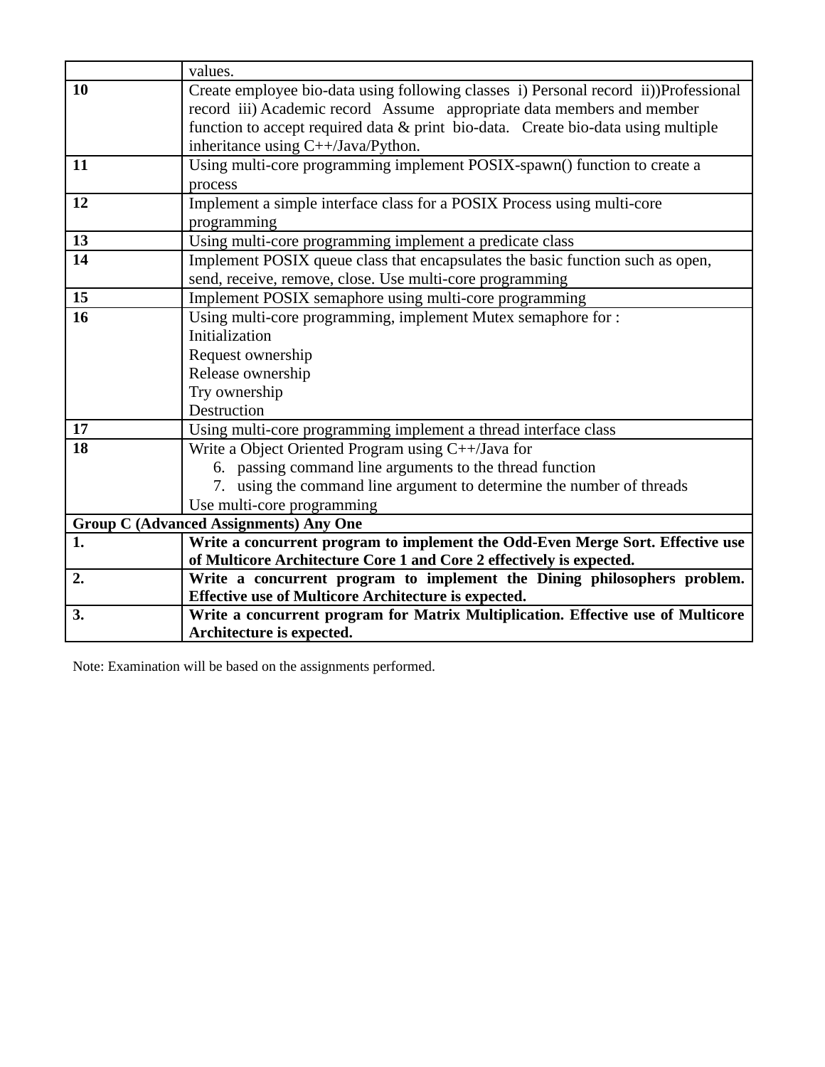| | |
|---|---|
| | values. |
| **10** | Create employee bio-data using following classes i) Personal record ii))Professional record iii) Academic record Assume appropriate data members and member function to accept required data & print bio-data. Create bio-data using multiple inheritance using C++/Java/Python. |
| **11** | Using multi-core programming implement POSIX-spawn() function to create a process |
| **12** | Implement a simple interface class for a POSIX Process using multi-core programming |
| **13** | Using multi-core programming implement a predicate class |
| **14** | Implement POSIX queue class that encapsulates the basic function such as open, send, receive, remove, close. Use multi-core programming |
| **15** | Implement POSIX semaphore using multi-core programming |
| **16** | Using multi-core programming, implement Mutex semaphore for :<br>Initialization<br>Request ownership<br>Release ownership<br>Try ownership<br>Destruction |
| **17** | Using multi-core programming implement a thread interface class |
| **18** | Write a Object Oriented Program using C++/Java for<br>6. passing command line arguments to the thread function<br>7. using the command line argument to determine the number of threads<br>Use multi-core programming |
| **Group C (Advanced Assignments) Any One** | |
| **1.** | **Write a concurrent program to implement the Odd-Even Merge Sort. Effective use of Multicore Architecture Core 1 and Core 2 effectively is expected.** |
| **2.** | **Write a concurrent program to implement the Dining philosophers problem. Effective use of Multicore Architecture is expected.** |
| **3.** | **Write a concurrent program for Matrix Multiplication. Effective use of Multicore Architecture is expected.** |

Note: Examination will be based on the assignments performed.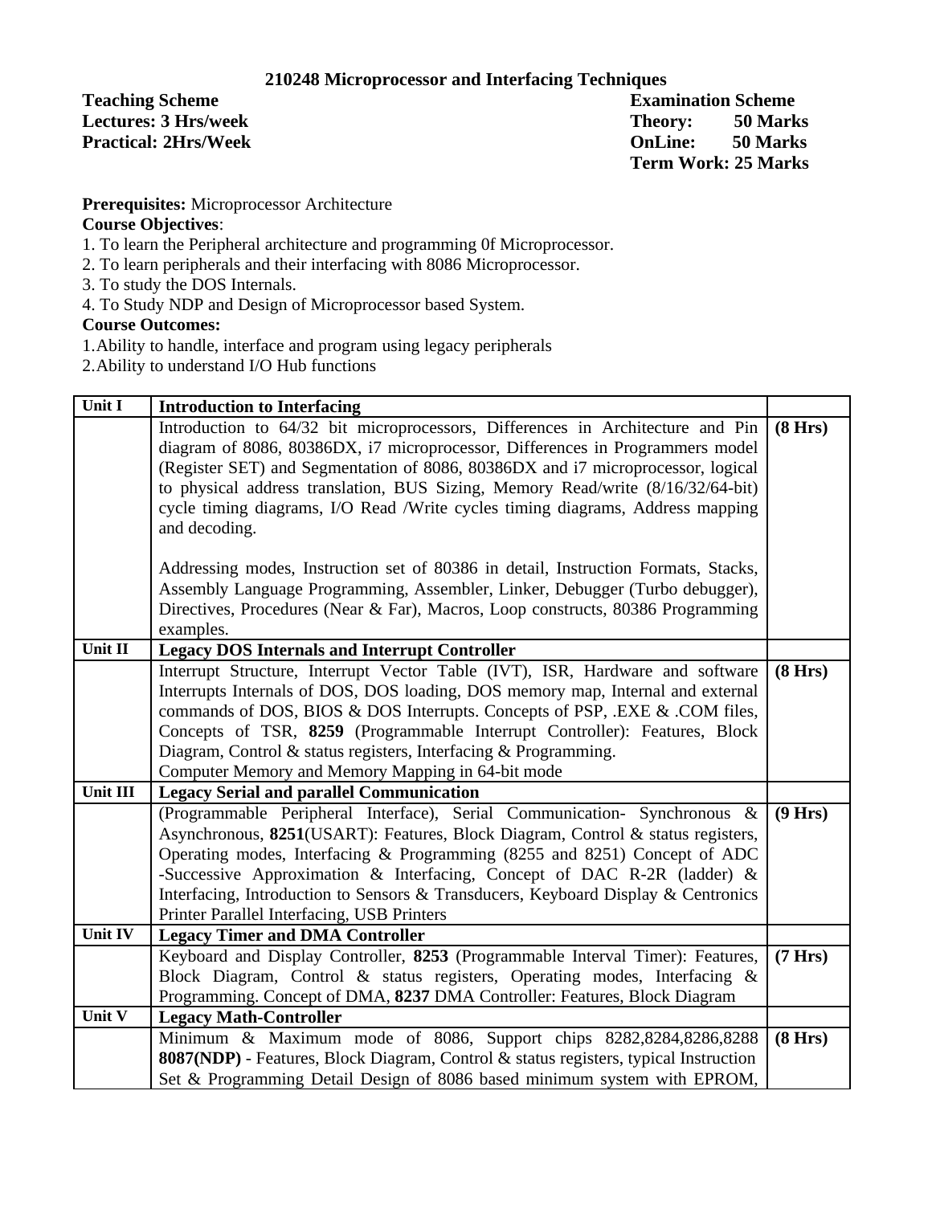## 210248 Microprocessor and Interfacing Techniques

**Teaching Scheme**
**Lectures: 3 Hrs/week**
**Practical: 2Hrs/Week**

**Examination Scheme**
**Theory: 50 Marks**
**OnLine: 50 Marks**
**Term Work: 25 Marks**

**Prerequisites:** Microprocessor Architecture

**Course Objectives**:

1. To learn the Peripheral architecture and programming 0f Microprocessor.
2. To learn peripherals and their interfacing with 8086 Microprocessor.
3. To study the DOS Internals.
4. To Study NDP and Design of Microprocessor based System.

**Course Outcomes:**

1. Ability to handle, interface and program using legacy peripherals
2. Ability to understand I/O Hub functions

| Unit I | **Introduction to Interfacing** | |
|---|---|---|
| | Introduction to 64/32 bit microprocessors, Differences in Architecture and Pin diagram of 8086, 80386DX, i7 microprocessor, Differences in Programmers model (Register SET) and Segmentation of 8086, 80386DX and i7 microprocessor, logical to physical address translation, BUS Sizing, Memory Read/write (8/16/32/64-bit) cycle timing diagrams, I/O Read /Write cycles timing diagrams, Address mapping and decoding.<br><br>Addressing modes, Instruction set of 80386 in detail, Instruction Formats, Stacks, Assembly Language Programming, Assembler, Linker, Debugger (Turbo debugger), Directives, Procedures (Near & Far), Macros, Loop constructs, 80386 Programming examples. | **(8 Hrs)** |
| **Unit II** | **Legacy DOS Internals and Interrupt Controller** | |
| | Interrupt Structure, Interrupt Vector Table (IVT), ISR, Hardware and software Interrupts Internals of DOS, DOS loading, DOS memory map, Internal and external commands of DOS, BIOS & DOS Interrupts. Concepts of PSP, .EXE & .COM files, Concepts of TSR, **8259** (Programmable Interrupt Controller): Features, Block Diagram, Control & status registers, Interfacing & Programming.<br>Computer Memory and Memory Mapping in 64-bit mode | **(8 Hrs)** |
| **Unit III** | **Legacy Serial and parallel Communication** | |
| | (Programmable Peripheral Interface), Serial Communication- Synchronous & Asynchronous, **8251**(USART): Features, Block Diagram, Control & status registers, Operating modes, Interfacing & Programming (8255 and 8251) Concept of ADC -Successive Approximation & Interfacing, Concept of DAC R-2R (ladder) & Interfacing, Introduction to Sensors & Transducers, Keyboard Display & Centronics Printer Parallel Interfacing, USB Printers | **(9 Hrs)** |
| **Unit IV** | **Legacy Timer and DMA Controller** | |
| | Keyboard and Display Controller, **8253** (Programmable Interval Timer): Features, Block Diagram, Control & status registers, Operating modes, Interfacing & Programming. Concept of DMA, **8237** DMA Controller: Features, Block Diagram | **(7 Hrs)** |
| **Unit V** | **Legacy Math-Controller** | |
| | Minimum & Maximum mode of 8086, Support chips 8282,8284,8286,8288 **8087(NDP)** - Features, Block Diagram, Control & status registers, typical Instruction Set & Programming Detail Design of 8086 based minimum system with EPROM, | **(8 Hrs)** |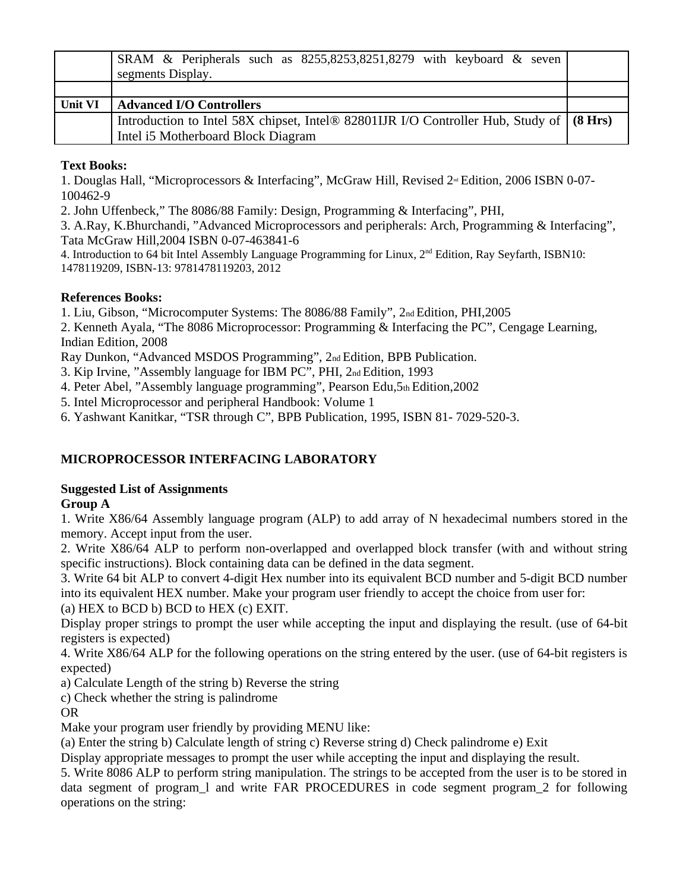| | | |
|---|---|---|
| | SRAM & Peripherals such as 8255,8253,8251,8279 with keyboard & seven segments Display. | |
| | | |
| **Unit VI** | **Advanced I/O Controllers** | |
| | Introduction to Intel 58X chipset, Intel® 82801IJR I/O Controller Hub, Study of Intel i5 Motherboard Block Diagram | **(8 Hrs)** |

**Text Books:**

1. Douglas Hall, "Microprocessors & Interfacing", McGraw Hill, Revised 2nd Edition, 2006 ISBN 0-07-100462-9
2. John Uffenbeck," The 8086/88 Family: Design, Programming & Interfacing", PHI,
3. A.Ray, K.Bhurchandi, "Advanced Microprocessors and peripherals: Arch, Programming & Interfacing", Tata McGraw Hill,2004 ISBN 0-07-463841-6
4. Introduction to 64 bit Intel Assembly Language Programming for Linux, 2nd Edition, Ray Seyfarth, ISBN10: 1478119209, ISBN-13: 9781478119203, 2012

**References Books:**

1. Liu, Gibson, "Microcomputer Systems: The 8086/88 Family", 2nd Edition, PHI,2005
2. Kenneth Ayala, "The 8086 Microprocessor: Programming & Interfacing the PC", Cengage Learning, Indian Edition, 2008

Ray Dunkon, "Advanced MSDOS Programming", 2nd Edition, BPB Publication.

3. Kip Irvine, "Assembly language for IBM PC", PHI, 2nd Edition, 1993
4. Peter Abel, "Assembly language programming", Pearson Edu,5th Edition,2002
5. Intel Microprocessor and peripheral Handbook: Volume 1
6. Yashwant Kanitkar, "TSR through C", BPB Publication, 1995, ISBN 81- 7029-520-3.

**MICROPROCESSOR INTERFACING LABORATORY**

**Suggested List of Assignments**

**Group A**

1. Write X86/64 Assembly language program (ALP) to add array of N hexadecimal numbers stored in the memory. Accept input from the user.
2. Write X86/64 ALP to perform non-overlapped and overlapped block transfer (with and without string specific instructions). Block containing data can be defined in the data segment.
3. Write 64 bit ALP to convert 4-digit Hex number into its equivalent BCD number and 5-digit BCD number into its equivalent HEX number. Make your program user friendly to accept the choice from user for:
(a) HEX to BCD b) BCD to HEX (c) EXIT.
Display proper strings to prompt the user while accepting the input and displaying the result. (use of 64-bit registers is expected)
4. Write X86/64 ALP for the following operations on the string entered by the user. (use of 64-bit registers is expected)
a) Calculate Length of the string b) Reverse the string
c) Check whether the string is palindrome
OR
Make your program user friendly by providing MENU like:
(a) Enter the string b) Calculate length of string c) Reverse string d) Check palindrome e) Exit
Display appropriate messages to prompt the user while accepting the input and displaying the result.
5. Write 8086 ALP to perform string manipulation. The strings to be accepted from the user is to be stored in data segment of program_l and write FAR PROCEDURES in code segment program_2 for following operations on the string: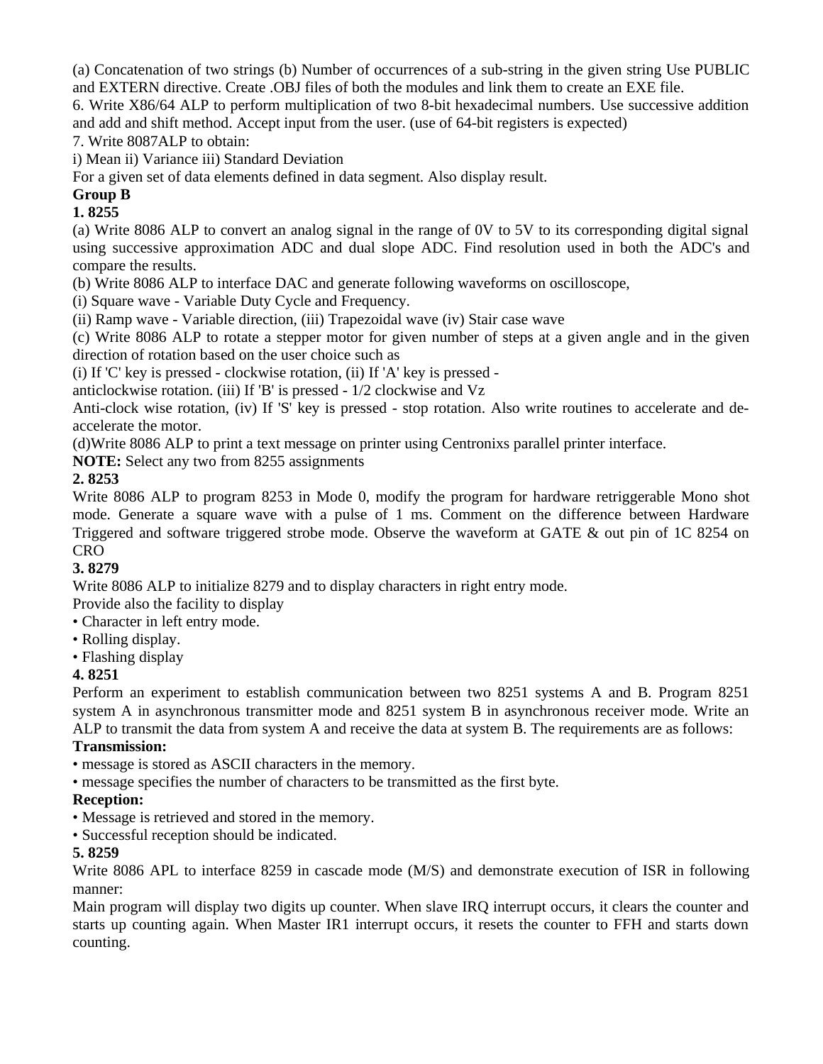(a) Concatenation of two strings (b) Number of occurrences of a sub-string in the given string Use PUBLIC and EXTERN directive. Create .OBJ files of both the modules and link them to create an EXE file.

6. Write X86/64 ALP to perform multiplication of two 8-bit hexadecimal numbers. Use successive addition and add and shift method. Accept input from the user. (use of 64-bit registers is expected)

7. Write 8087ALP to obtain:

i) Mean ii) Variance iii) Standard Deviation

For a given set of data elements defined in data segment. Also display result.

**Group B**

**1. 8255**

(a) Write 8086 ALP to convert an analog signal in the range of 0V to 5V to its corresponding digital signal using successive approximation ADC and dual slope ADC. Find resolution used in both the ADC's and compare the results.

(b) Write 8086 ALP to interface DAC and generate following waveforms on oscilloscope,

(i) Square wave - Variable Duty Cycle and Frequency.

(ii) Ramp wave - Variable direction, (iii) Trapezoidal wave (iv) Stair case wave

(c) Write 8086 ALP to rotate a stepper motor for given number of steps at a given angle and in the given direction of rotation based on the user choice such as

(i) If 'C' key is pressed - clockwise rotation, (ii) If 'A' key is pressed - anticlockwise rotation. (iii) If 'B' is pressed - 1/2 clockwise and Vz Anti-clock wise rotation, (iv) If 'S' key is pressed - stop rotation. Also write routines to accelerate and de-accelerate the motor.

(d)Write 8086 ALP to print a text message on printer using Centronixs parallel printer interface.

**NOTE:** Select any two from 8255 assignments

**2. 8253**

Write 8086 ALP to program 8253 in Mode 0, modify the program for hardware retriggerable Mono shot mode. Generate a square wave with a pulse of 1 ms. Comment on the difference between Hardware Triggered and software triggered strobe mode. Observe the waveform at GATE & out pin of 1C 8254 on CRO

**3. 8279**

Write 8086 ALP to initialize 8279 and to display characters in right entry mode.

Provide also the facility to display

- Character in left entry mode.
- Rolling display.
- Flashing display

**4. 8251**

Perform an experiment to establish communication between two 8251 systems A and B. Program 8251 system A in asynchronous transmitter mode and 8251 system B in asynchronous receiver mode. Write an ALP to transmit the data from system A and receive the data at system B. The requirements are as follows:

**Transmission:**

- message is stored as ASCII characters in the memory.
- message specifies the number of characters to be transmitted as the first byte.

**Reception:**

- Message is retrieved and stored in the memory.
- Successful reception should be indicated.

**5. 8259**

Write 8086 APL to interface 8259 in cascade mode (M/S) and demonstrate execution of ISR in following manner:

Main program will display two digits up counter. When slave IRQ interrupt occurs, it clears the counter and starts up counting again. When Master IR1 interrupt occurs, it resets the counter to FFH and starts down counting.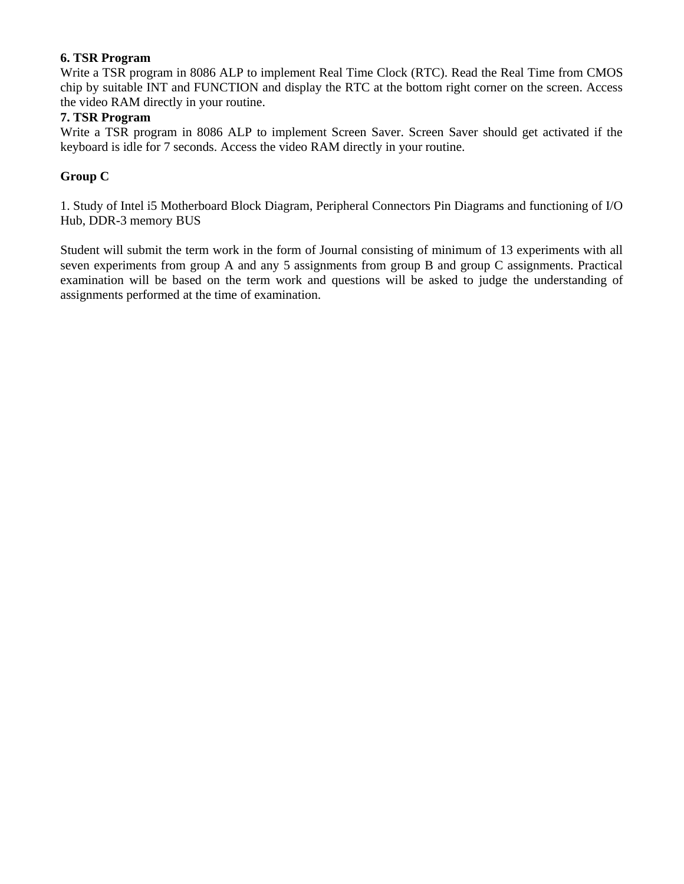**6. TSR Program**

Write a TSR program in 8086 ALP to implement Real Time Clock (RTC). Read the Real Time from CMOS chip by suitable INT and FUNCTION and display the RTC at the bottom right corner on the screen. Access the video RAM directly in your routine.

**7. TSR Program**

Write a TSR program in 8086 ALP to implement Screen Saver. Screen Saver should get activated if the keyboard is idle for 7 seconds. Access the video RAM directly in your routine.

**Group C**

1. Study of Intel i5 Motherboard Block Diagram, Peripheral Connectors Pin Diagrams and functioning of I/O Hub, DDR-3 memory BUS

Student will submit the term work in the form of Journal consisting of minimum of 13 experiments with all seven experiments from group A and any 5 assignments from group B and group C assignments. Practical examination will be based on the term work and questions will be asked to judge the understanding of assignments performed at the time of examination.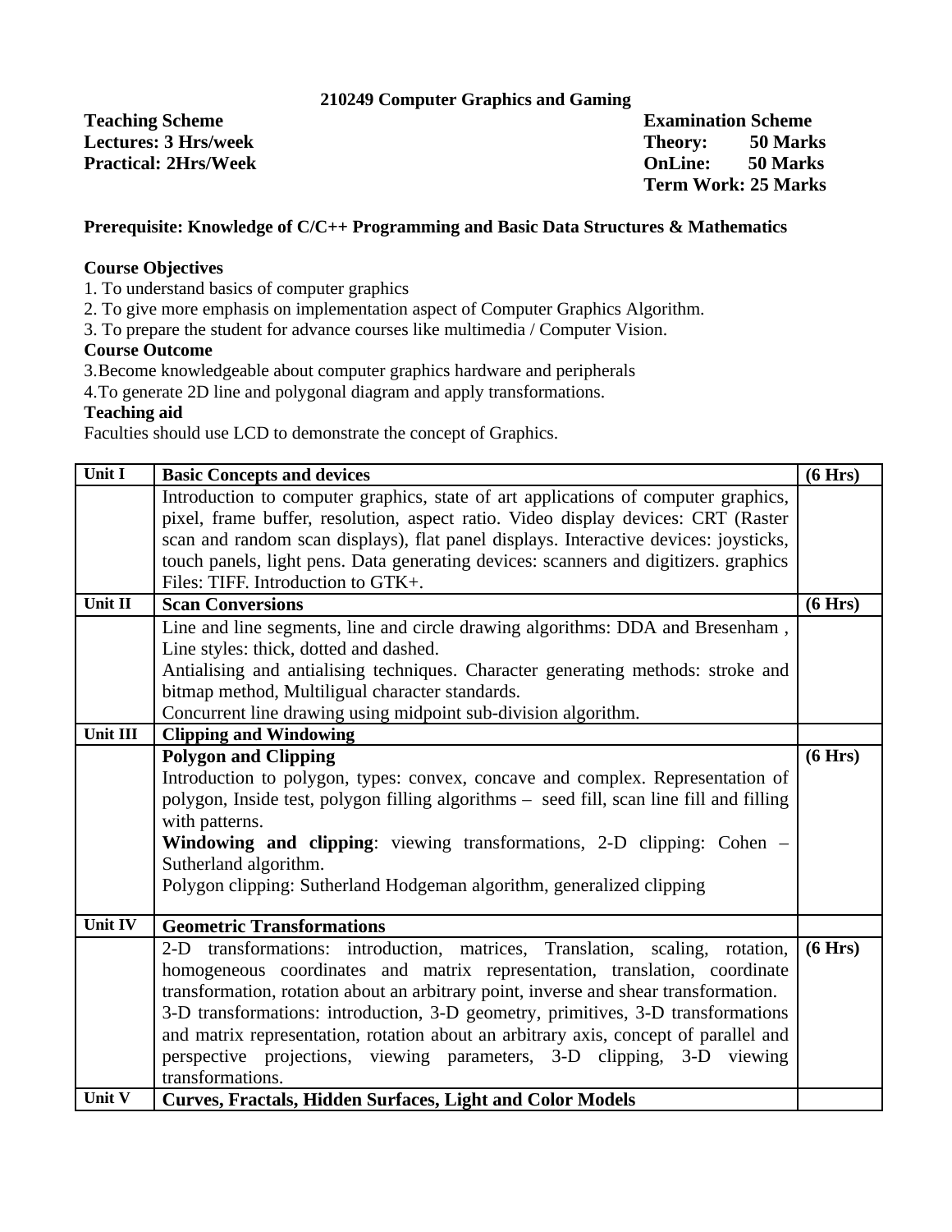## 210249 Computer Graphics and Gaming

| **Teaching Scheme** | **Examination Scheme** |
|---|---|
| **Lectures: 3 Hrs/week** | **Theory: 50 Marks** |
| **Practical: 2Hrs/Week** | **OnLine: 50 Marks** |
| | **Term Work: 25 Marks** |

**Prerequisite: Knowledge of C/C++ Programming and Basic Data Structures & Mathematics**

**Course Objectives**

1. To understand basics of computer graphics
2. To give more emphasis on implementation aspect of Computer Graphics Algorithm.
3. To prepare the student for advance courses like multimedia / Computer Vision.

**Course Outcome**

3.Become knowledgeable about computer graphics hardware and peripherals

4.To generate 2D line and polygonal diagram and apply transformations.

**Teaching aid**

Faculties should use LCD to demonstrate the concept of Graphics.

| **Unit I** | **Basic Concepts and devices** | **(6 Hrs)** |
|---|---|---|
| | Introduction to computer graphics, state of art applications of computer graphics, pixel, frame buffer, resolution, aspect ratio. Video display devices: CRT (Raster scan and random scan displays), flat panel displays. Interactive devices: joysticks, touch panels, light pens. Data generating devices: scanners and digitizers. graphics Files: TIFF. Introduction to GTK+. | |
| **Unit II** | **Scan Conversions** | **(6 Hrs)** |
| | Line and line segments, line and circle drawing algorithms: DDA and Bresenham , Line styles: thick, dotted and dashed.<br>Antialising and antialising techniques. Character generating methods: stroke and bitmap method, Multiligual character standards.<br>Concurrent line drawing using midpoint sub-division algorithm. | |
| **Unit III** | **Clipping and Windowing** | |
| | **Polygon and Clipping**<br>Introduction to polygon, types: convex, concave and complex. Representation of polygon, Inside test, polygon filling algorithms – seed fill, scan line fill and filling with patterns.<br>**Windowing and clipping**: viewing transformations, 2-D clipping: Cohen – Sutherland algorithm.<br>Polygon clipping: Sutherland Hodgeman algorithm, generalized clipping | **(6 Hrs)** |
| **Unit IV** | **Geometric Transformations** | |
| | 2-D transformations: introduction, matrices, Translation, scaling, rotation, homogeneous coordinates and matrix representation, translation, coordinate transformation, rotation about an arbitrary point, inverse and shear transformation.<br>3-D transformations: introduction, 3-D geometry, primitives, 3-D transformations and matrix representation, rotation about an arbitrary axis, concept of parallel and perspective projections, viewing parameters, 3-D clipping, 3-D viewing transformations. | **(6 Hrs)** |
| **Unit V** | **Curves, Fractals, Hidden Surfaces, Light and Color Models** | |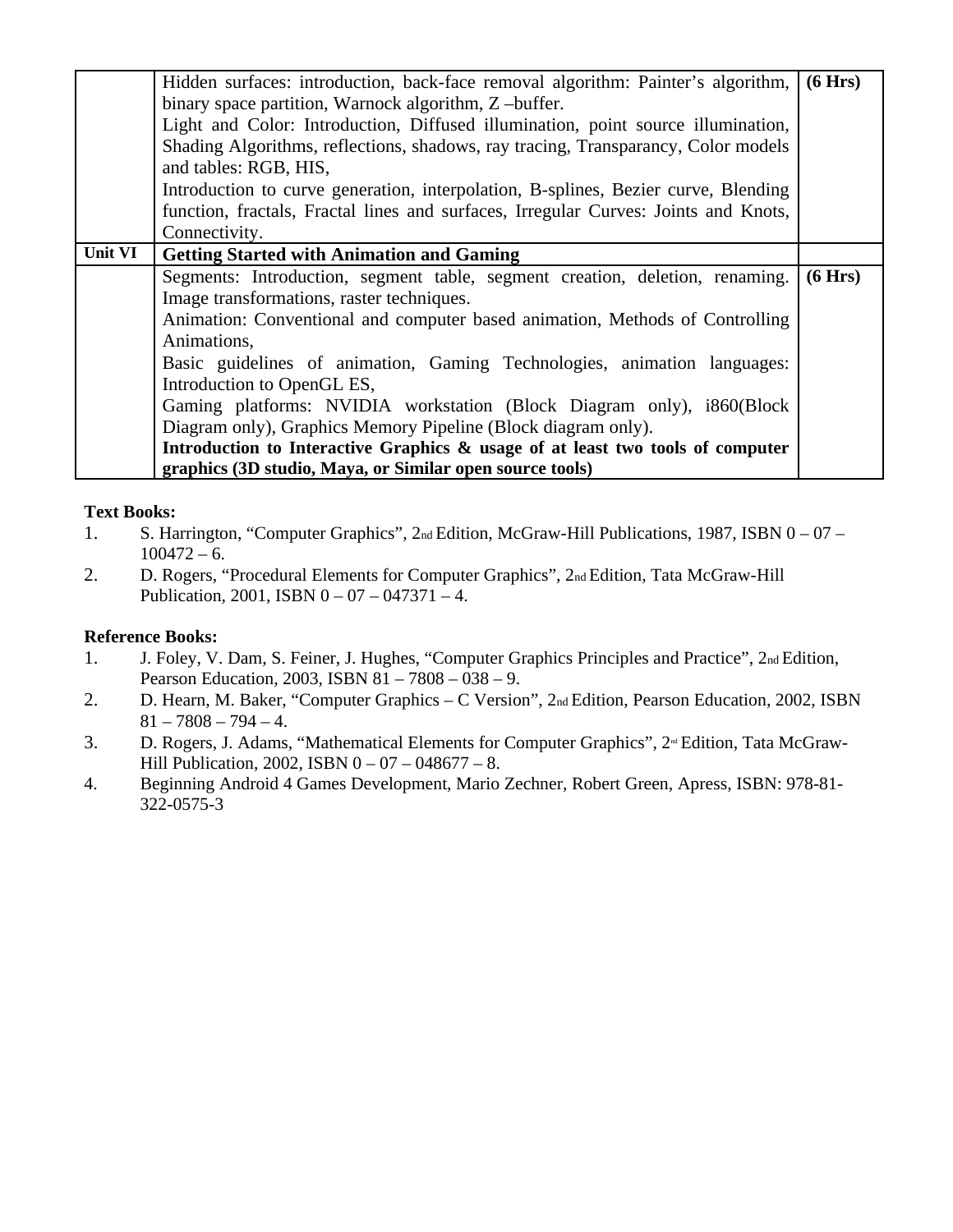|  |  |  |
|---|---|---|
|  | Hidden surfaces: introduction, back-face removal algorithm: Painter's algorithm, binary space partition, Warnock algorithm, Z –buffer.<br>Light and Color: Introduction, Diffused illumination, point source illumination, Shading Algorithms, reflections, shadows, ray tracing, Transparancy, Color models and tables: RGB, HIS,<br>Introduction to curve generation, interpolation, B-splines, Bezier curve, Blending function, fractals, Fractal lines and surfaces, Irregular Curves: Joints and Knots, Connectivity. | **(6 Hrs)** |
| **Unit VI** | **Getting Started with Animation and Gaming** |  |
|  | Segments: Introduction, segment table, segment creation, deletion, renaming. Image transformations, raster techniques.<br>Animation: Conventional and computer based animation, Methods of Controlling Animations,<br>Basic guidelines of animation, Gaming Technologies, animation languages: Introduction to OpenGL ES,<br>Gaming platforms: NVIDIA workstation (Block Diagram only), i860(Block Diagram only), Graphics Memory Pipeline (Block diagram only).<br>**Introduction to Interactive Graphics & usage of at least two tools of computer graphics (3D studio, Maya, or Similar open source tools)** | **(6 Hrs)** |

**Text Books:**

1. S. Harrington, "Computer Graphics", 2nd Edition, McGraw-Hill Publications, 1987, ISBN 0 – 07 – 100472 – 6.
2. D. Rogers, "Procedural Elements for Computer Graphics", 2nd Edition, Tata McGraw-Hill Publication, 2001, ISBN 0 – 07 – 047371 – 4.

**Reference Books:**

1. J. Foley, V. Dam, S. Feiner, J. Hughes, "Computer Graphics Principles and Practice", 2nd Edition, Pearson Education, 2003, ISBN 81 – 7808 – 038 – 9.
2. D. Hearn, M. Baker, "Computer Graphics – C Version", 2nd Edition, Pearson Education, 2002, ISBN 81 – 7808 – 794 – 4.
3. D. Rogers, J. Adams, "Mathematical Elements for Computer Graphics", 2nd Edition, Tata McGraw-Hill Publication, 2002, ISBN 0 – 07 – 048677 – 8.
4. Beginning Android 4 Games Development, Mario Zechner, Robert Green, Apress, ISBN: 978-81-322-0575-3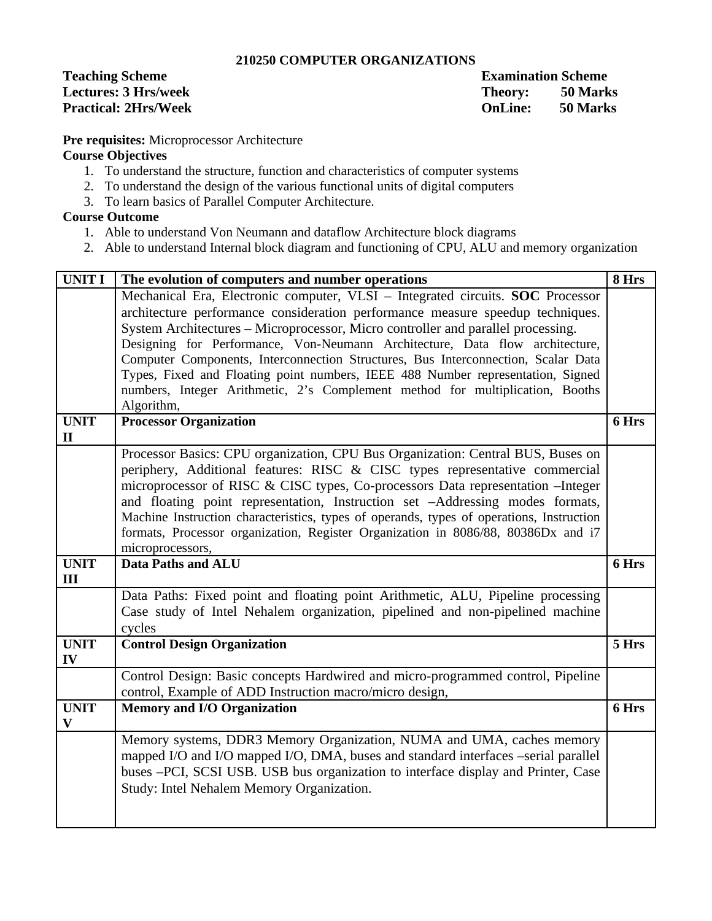# 210250 COMPUTER ORGANIZATIONS

**Teaching Scheme**
**Lectures: 3 Hrs/week**
**Practical: 2Hrs/Week**

**Examination Scheme**
**Theory: 50 Marks**
**OnLine: 50 Marks**

**Pre requisites:** Microprocessor Architecture

**Course Objectives**

1. To understand the structure, function and characteristics of computer systems
2. To understand the design of the various functional units of digital computers
3. To learn basics of Parallel Computer Architecture.

**Course Outcome**

1. Able to understand Von Neumann and dataflow Architecture block diagrams
2. Able to understand Internal block diagram and functioning of CPU, ALU and memory organization

| **UNIT I** | **The evolution of computers and number operations** | **8 Hrs** |
|---|---|---|
| | Mechanical Era, Electronic computer, VLSI – Integrated circuits. **SOC** Processor architecture performance consideration performance measure speedup techniques. System Architectures – Microprocessor, Micro controller and parallel processing. Designing for Performance, Von-Neumann Architecture, Data flow architecture, Computer Components, Interconnection Structures, Bus Interconnection, Scalar Data Types, Fixed and Floating point numbers, IEEE 488 Number representation, Signed numbers, Integer Arithmetic, 2's Complement method for multiplication, Booths Algorithm, | |
| **UNIT II** | **Processor Organization** | **6 Hrs** |
| | Processor Basics: CPU organization, CPU Bus Organization: Central BUS, Buses on periphery, Additional features: RISC & CISC types representative commercial microprocessor of RISC & CISC types, Co-processors Data representation –Integer and floating point representation, Instruction set –Addressing modes formats, Machine Instruction characteristics, types of operands, types of operations, Instruction formats, Processor organization, Register Organization in 8086/88, 80386Dx and i7 microprocessors, | |
| **UNIT III** | **Data Paths and ALU** | **6 Hrs** |
| | Data Paths: Fixed point and floating point Arithmetic, ALU, Pipeline processing Case study of Intel Nehalem organization, pipelined and non-pipelined machine cycles | |
| **UNIT IV** | **Control Design Organization** | **5 Hrs** |
| | Control Design: Basic concepts Hardwired and micro-programmed control, Pipeline control, Example of ADD Instruction macro/micro design, | |
| **UNIT V** | **Memory and I/O Organization** | **6 Hrs** |
| | Memory systems, DDR3 Memory Organization, NUMA and UMA, caches memory mapped I/O and I/O mapped I/O, DMA, buses and standard interfaces –serial parallel buses –PCI, SCSI USB. USB bus organization to interface display and Printer, Case Study: Intel Nehalem Memory Organization. | |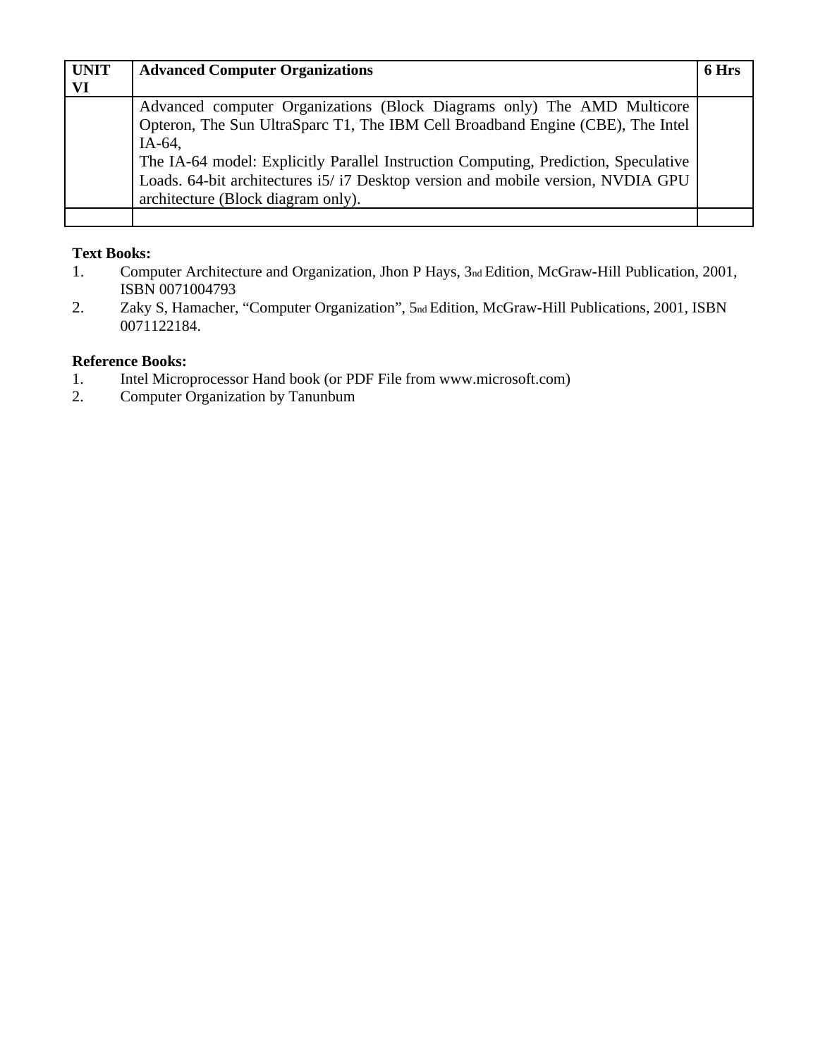| UNIT VI | Advanced Computer Organizations | 6 Hrs |
|---|---|---|
| | Advanced computer Organizations (Block Diagrams only) The AMD Multicore Opteron, The Sun UltraSparc T1, The IBM Cell Broadband Engine (CBE), The Intel IA-64,<br>The IA-64 model: Explicitly Parallel Instruction Computing, Prediction, Speculative Loads. 64-bit architectures i5/ i7 Desktop version and mobile version, NVDIA GPU architecture (Block diagram only). | |
| | | |

**Text Books:**

1. Computer Architecture and Organization, Jhon P Hays, 3nd Edition, McGraw-Hill Publication, 2001, ISBN 0071004793
2. Zaky S, Hamacher, "Computer Organization", 5nd Edition, McGraw-Hill Publications, 2001, ISBN 0071122184.

**Reference Books:**

1. Intel Microprocessor Hand book (or PDF File from www.microsoft.com)
2. Computer Organization by Tanunbum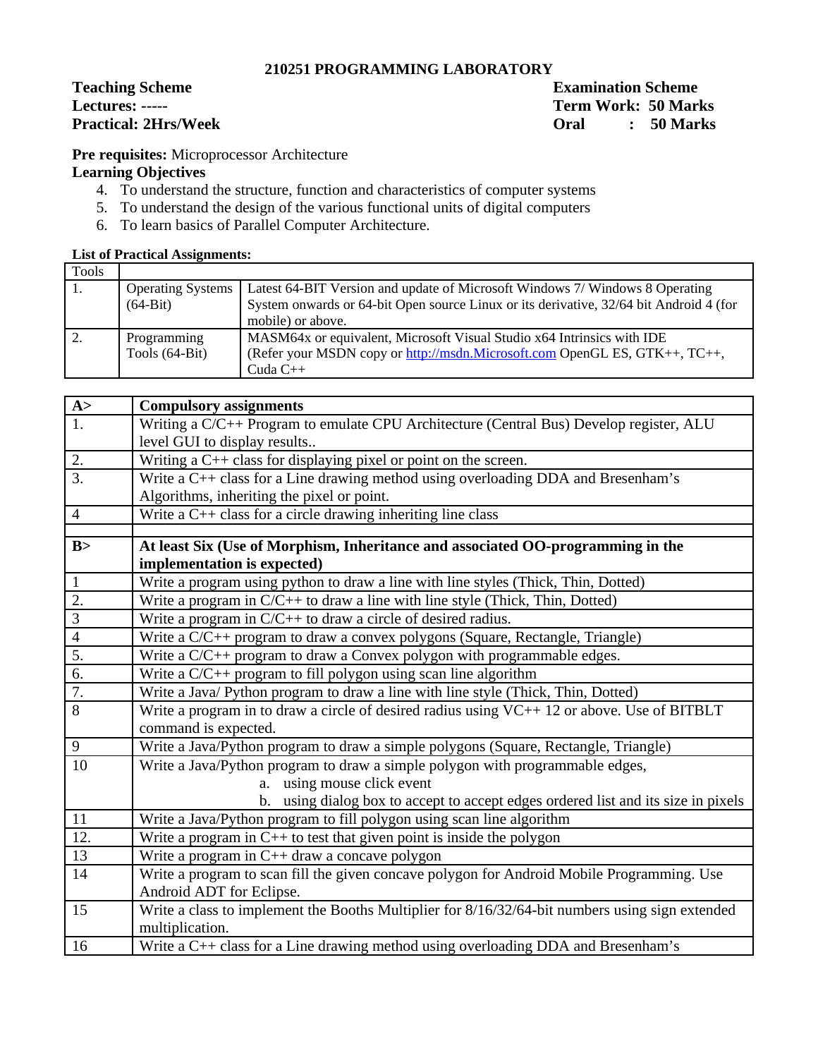## 210251 PROGRAMMING LABORATORY

| **Teaching Scheme** | **Examination Scheme** |
|---|---|
| **Lectures: -----** | **Term Work: 50 Marks** |
| **Practical: 2Hrs/Week** | **Oral : 50 Marks** |

**Pre requisites:** Microprocessor Architecture

**Learning Objectives**

4. To understand the structure, function and characteristics of computer systems
5. To understand the design of the various functional units of digital computers
6. To learn basics of Parallel Computer Architecture.

**List of Practical Assignments:**

| Tools | | |
|---|---|---|
| 1. | Operating Systems (64-Bit) | Latest 64-BIT Version and update of Microsoft Windows 7/ Windows 8 Operating System onwards or 64-bit Open source Linux or its derivative, 32/64 bit Android 4 (for mobile) or above. |
| 2. | Programming Tools (64-Bit) | MASM64x or equivalent, Microsoft Visual Studio x64 Intrinsics with IDE (Refer your MSDN copy or http://msdn.Microsoft.com OpenGL ES, GTK++, TC++, Cuda C++ |

| **A>** | **Compulsory assignments** |
|---|---|
| 1. | Writing a C/C++ Program to emulate CPU Architecture (Central Bus) Develop register, ALU level GUI to display results.. |
| 2. | Writing a C++ class for displaying pixel or point on the screen. |
| 3. | Write a C++ class for a Line drawing method using overloading DDA and Bresenham's Algorithms, inheriting the pixel or point. |
| 4 | Write a C++ class for a circle drawing inheriting line class |
| | |
| **B>** | **At least Six (Use of Morphism, Inheritance and associated OO-programming in the implementation is expected)** |
| 1 | Write a program using python to draw a line with line styles (Thick, Thin, Dotted) |
| 2. | Write a program in C/C++ to draw a line with line style (Thick, Thin, Dotted) |
| 3 | Write a program in C/C++ to draw a circle of desired radius. |
| 4 | Write a C/C++ program to draw a convex polygons (Square, Rectangle, Triangle) |
| 5. | Write a C/C++ program to draw a Convex polygon with programmable edges. |
| 6. | Write a C/C++ program to fill polygon using scan line algorithm |
| 7. | Write a Java/ Python program to draw a line with line style (Thick, Thin, Dotted) |
| 8 | Write a program in to draw a circle of desired radius using VC++ 12 or above. Use of BITBLT command is expected. |
| 9 | Write a Java/Python program to draw a simple polygons (Square, Rectangle, Triangle) |
| 10 | Write a Java/Python program to draw a simple polygon with programmable edges, <br> a. using mouse click event <br> b. using dialog box to accept to accept edges ordered list and its size in pixels |
| 11 | Write a Java/Python program to fill polygon using scan line algorithm |
| 12. | Write a program in C++ to test that given point is inside the polygon |
| 13 | Write a program in C++ draw a concave polygon |
| 14 | Write a program to scan fill the given concave polygon for Android Mobile Programming. Use Android ADT for Eclipse. |
| 15 | Write a class to implement the Booths Multiplier for 8/16/32/64-bit numbers using sign extended multiplication. |
| 16 | Write a C++ class for a Line drawing method using overloading DDA and Bresenham's |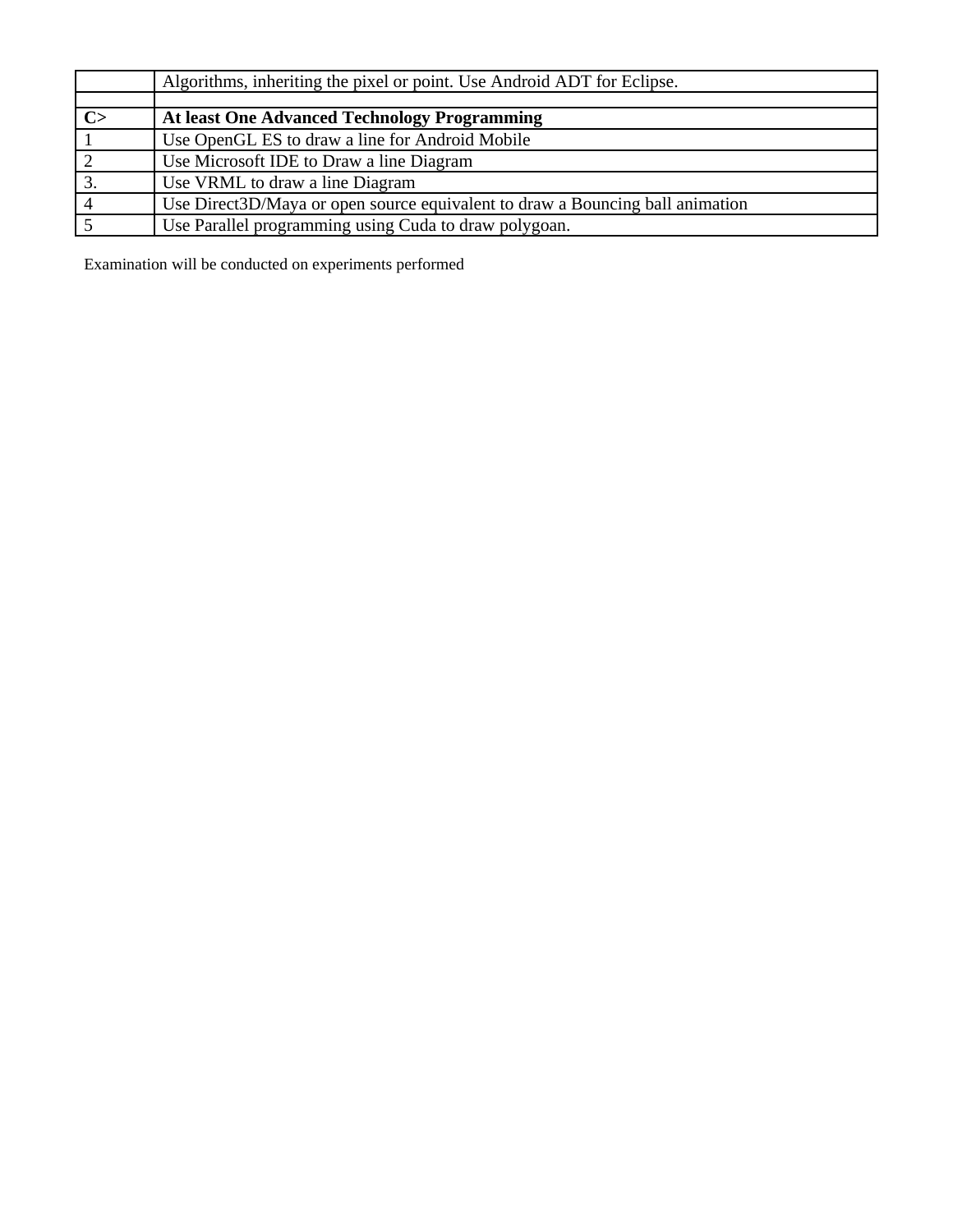| | |
|---|---|
| | Algorithms, inheriting the pixel or point. Use Android ADT for Eclipse. |
| | |
| **C>** | **At least One Advanced Technology Programming** |
| 1 | Use OpenGL ES to draw a line for Android Mobile |
| 2 | Use Microsoft IDE to Draw a line Diagram |
| 3. | Use VRML to draw a line Diagram |
| 4 | Use Direct3D/Maya or open source equivalent to draw a Bouncing ball animation |
| 5 | Use Parallel programming using Cuda to draw polygoan. |

Examination will be conducted on experiments performed